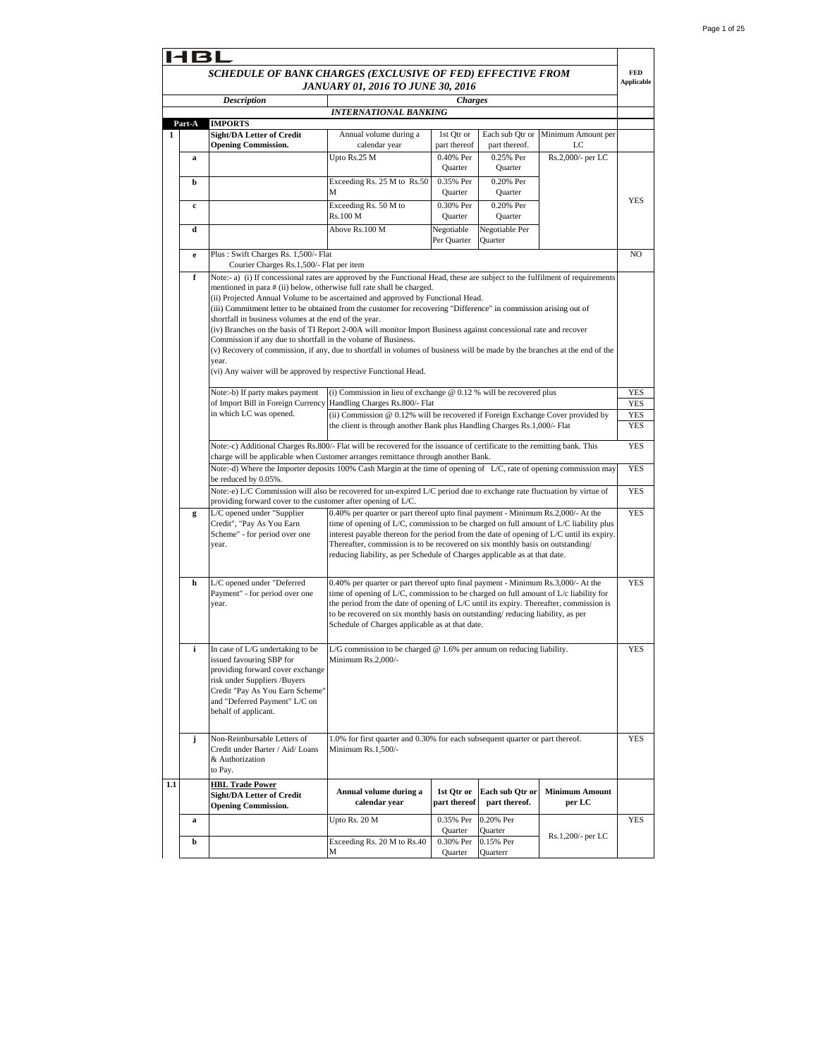HBL

## SCHEDULE OF BANK CHARGES (EXCLUSIVE OF FED) EFFECTIVE FROM JANUARY 01, 2016 TO JUNE 30, 2016

| | | Description | Charges | | | | FED Applicable |
|---|---|---|---|---|---|---|---|
| | | | **INTERNATIONAL BANKING** | | | | |
| **Part-A** | | **IMPORTS** | | | | | |
| **1** | | **Sight/DA Letter of Credit Opening Commission.** | Annual volume during a calendar year | 1st Qtr or part thereof | Each sub Qtr or part thereof. | Minimum Amount per LC | |
| | **a** | | Upto Rs.25 M | 0.40% Per Quarter | 0.25% Per Quarter | Rs.2,000/- per LC | YES |
| | **b** | | Exceeding Rs. 25 M to Rs.50 M | 0.35% Per Quarter | 0.20% Per Quarter | | |
| | **c** | | Exceeding Rs. 50 M to Rs.100 M | 0.30% Per Quarter | 0.20% Per Quarter | | |
| | **d** | | Above Rs.100 M | Negotiable Per Quarter | Negotiable Per Quarter | | |
| | **e** | Plus : Swift Charges Rs. 1,500/- Flat<br>Courier Charges Rs.1,500/- Flat per item | | | | | NO |
| | **f** | Note:- a) (i) If concessional rates are approved by the Functional Head, these are subject to the fulfilment of requirements mentioned in para # (ii) below, otherwise full rate shall be charged.<br>(ii) Projected Annual Volume to be ascertained and approved by Functional Head.<br>(iii) Commitment letter to be obtained from the customer for recovering "Difference" in commission arising out of shortfall in business volumes at the end of the year.<br>(iv) Branches on the basis of TI Report 2-00A will monitor Import Business against concessional rate and recover Commission if any due to shortfall in the volume of Business.<br>(v) Recovery of commission, if any, due to shortfall in volumes of business will be made by the branches at the end of the year.<br>(vi) Any waiver will be approved by respective Functional Head. | | | | | |
| | | Note:-b) If party makes payment of Import Bill in Foreign Currency in which LC was opened. | (i) Commission in lieu of exchange @ 0.12 % will be recovered plus | | | | YES |
| | | | Handling Charges Rs.800/- Flat | | | | YES |
| | | | (ii) Commission @ 0.12% will be recovered if Foreign Exchange Cover provided by | | | | YES |
| | | | the client is through another Bank plus Handling Charges Rs.1,000/- Flat | | | | YES |
| | | Note:-c) Additional Charges Rs.800/- Flat will be recovered for the issuance of certificate to the remitting bank. This charge will be applicable when Customer arranges remittance through another Bank. | | | | | YES |
| | | Note:-d) Where the Importer deposits 100% Cash Margin at the time of opening of L/C, rate of opening commission may be reduced by 0.05%. | | | | | YES |
| | | Note:-e) L/C Commission will also be recovered for un-expired L/C period due to exchange rate fluctuation by virtue of providing forward cover to the customer after opening of L/C. | | | | | YES |
| | **g** | L/C opened under "Supplier Credit", "Pay As You Earn Scheme" - for period over one year. | 0.40% per quarter or part thereof upto final payment - Minimum Rs.2,000/- At the time of opening of L/C, commission to be charged on full amount of L/C liability plus interest payable thereon for the period from the date of opening of L/C until its expiry. Thereafter, commission is to be recovered on six monthly basis on outstanding/ reducing liability, as per Schedule of Charges applicable as at that date. | | | | YES |
| | **h** | L/C opened under "Deferred Payment" - for period over one year. | 0.40% per quarter or part thereof upto final payment - Minimum Rs.3,000/- At the time of opening of L/C, commission to be charged on full amount of L/c liability for the period from the date of opening of L/C until its expiry. Thereafter, commission is to be recovered on six monthly basis on outstanding/ reducing liability, as per Schedule of Charges applicable as at that date. | | | | YES |
| | **i** | In case of L/G undertaking to be issued favouring SBP for providing forward cover exchange risk under Suppliers /Buyers Credit "Pay As You Earn Scheme" and "Deferred Payment" L/C on behalf of applicant. | L/G commission to be charged @ 1.6% per annum on reducing liability.<br>Minimum Rs.2,000/- | | | | YES |
| | **j** | Non-Reimbursable Letters of Credit under Barter / Aid/ Loans & Authorization to Pay. | 1.0% for first quarter and 0.30% for each subsequent quarter or part thereof.<br>Minimum Rs.1,500/- | | | | YES |
| **1.1** | | **HBL Trade Power**<br>**Sight/DA Letter of Credit Opening Commission.** | **Annual volume during a calendar year** | **1st Qtr or part thereof** | **Each sub Qtr or part thereof.** | **Minimum Amount per LC** | |
| | **a** | | Upto Rs. 20 M | 0.35% Per Quarter | 0.20% Per Quarter | Rs.1,200/- per LC | YES |
| | **b** | | Exceeding Rs. 20 M to Rs.40 M | 0.30% Per Quarter | 0.15% Per Quarterr | | |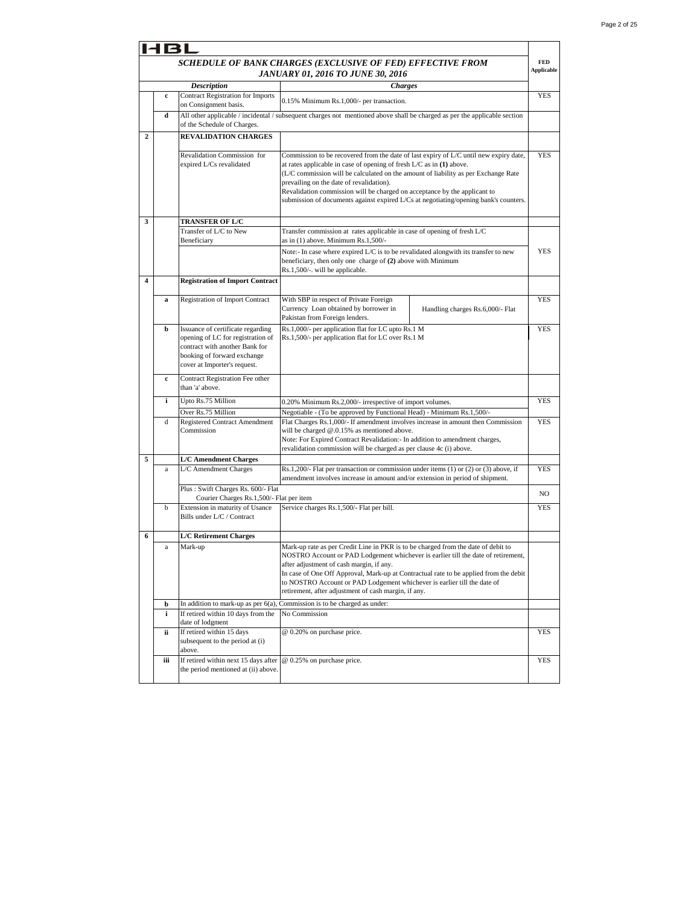HBL

| | | SCHEDULE OF BANK CHARGES (EXCLUSIVE OF FED) EFFECTIVE FROM JANUARY 01, 2016 TO JUNE 30, 2016 | | | FED Applicable |
|---|---|---|---|---|---|
| | | ***Description*** | ***Charges*** | | |
| | **c** | Contract Registration for Imports on Consignment basis. | 0.15% Minimum Rs.1,000/- per transaction. | | YES |
| | **d** | All other applicable / incidental / subsequent charges not mentioned above shall be charged as per the applicable section of the Schedule of Charges. | | | |
| **2** | | **REVALIDATION CHARGES** | | | |
| | | Revalidation Commission for expired L/Cs revalidated | Commission to be recovered from the date of last expiry of L/C until new expiry date, at rates applicable in case of opening of fresh L/C as in **(1)** above. (L/C commission will be calculated on the amount of liability as per Exchange Rate prevailing on the date of revalidation). Revalidation commission will be charged on acceptance by the applicant to submission of documents against expired L/Cs at negotiating/opening bank's counters. | | YES |
| **3** | | **TRANSFER OF L/C** | | | |
| | | Transfer of L/C to New Beneficiary | Transfer commission at rates applicable in case of opening of fresh L/C as in (1) above. Minimum Rs.1,500/- | | YES |
| | | | Note:- In case where expired L/C is to be revalidated alongwith its transfer to new beneficiary, then only one charge of **(2)** above with Minimum Rs.1,500/-. will be applicable. | | |
| **4** | | **Registration of Import Contract** | | | |
| | **a** | Registration of Import Contract | With SBP in respect of Private Foreign Currency Loan obtained by borrower in Pakistan from Foreign lenders. | Handling charges Rs.6,000/- Flat | YES |
| | **b** | Issuance of certificate regarding opening of LC for registration of contract with another Bank for booking of forward exchange cover at Importer's request. | Rs.1,000/- per application flat for LC upto Rs.1 M<br>Rs.1,500/- per application flat for LC over Rs.1 M | | YES |
| | **c** | Contract Registration Fee other than 'a' above. | | | |
| | **i** | Upto Rs.75 Million | 0.20% Minimum Rs.2,000/- irrespective of import volumes. | | YES |
| | | Over Rs.75 Million | Negotiable - (To be approved by Functional Head) - Minimum Rs.1,500/- | | |
| | d | Registered Contract Amendment Commission | Flat Charges Rs.1,000/- If amendment involves increase in amount then Commission will be charged @.0.15% as mentioned above.<br>Note: For Expired Contract Revalidation:- In addition to amendment charges, revalidation commission will be charged as per clause 4c (i) above. | | YES |
| **5** | | **L/C Amendment Charges** | | | |
| | a | L/C Amendment Charges | Rs.1,200/- Flat per transaction or commission under items (1) or (2) or (3) above, if amendment involves increase in amount and/or extension in period of shipment. | | YES |
| | | Plus : Swift Charges Rs. 600/- Flat<br>Courier Charges Rs.1,500/- Flat per item | | | NO |
| | b | Extension in maturity of Usance Bills under L/C / Contract | Service charges Rs.1,500/- Flat per bill. | | YES |
| **6** | | **L/C Retirement Charges** | | | |
| | a | Mark-up | Mark-up rate as per Credit Line in PKR is to be charged from the date of debit to NOSTRO Account or PAD Lodgement whichever is earlier till the date of retirement, after adjustment of cash margin, if any.<br>In case of One Off Approval, Mark-up at Contractual rate to be applied from the debit to NOSTRO Account or PAD Lodgement whichever is earlier till the date of retirement, after adjustment of cash margin, if any. | | |
| | **b** | In addition to mark-up as per 6(a), Commission is to be charged as under: | | | |
| | **i** | If retired within 10 days from the date of lodgment | No Commission | | |
| | **ii** | If retired within 15 days subsequent to the period at (i) above. | @ 0.20% on purchase price. | | YES |
| | **iii** | If retired within next 15 days after the period mentioned at (ii) above. | @ 0.25% on purchase price. | | YES |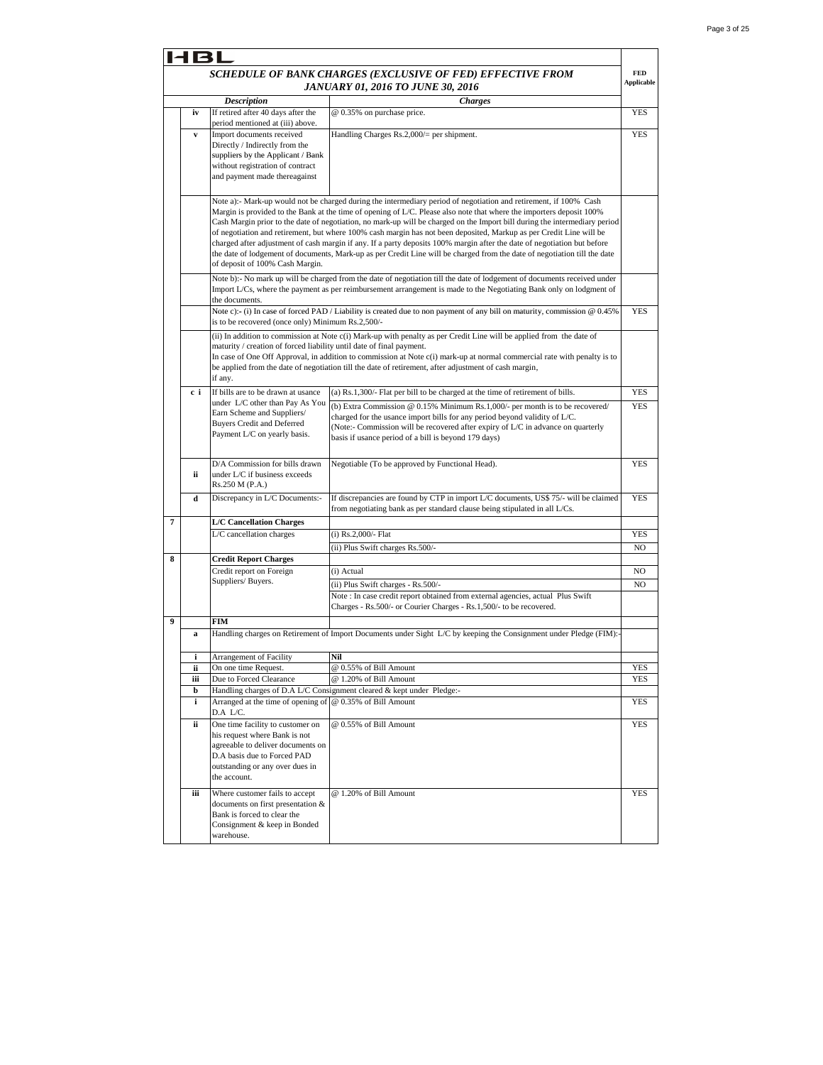HBL

**SCHEDULE OF BANK CHARGES (EXCLUSIVE OF FED) EFFECTIVE FROM JANUARY 01, 2016 TO JUNE 30, 2016**

| | | Description | Charges | FED Applicable |
|---|---|---|---|---|
| | iv | If retired after 40 days after the period mentioned at (iii) above. | @ 0.35% on purchase price. | YES |
| | v | Import documents received Directly / Indirectly from the suppliers by the Applicant / Bank without registration of contract and payment made thereagainst | Handling Charges Rs.2,000/= per shipment. | YES |
| | | Note a):- Mark-up would not be charged during the intermediary period of negotiation and retirement, if 100% Cash Margin is provided to the Bank at the time of opening of L/C. Please also note that where the importers deposit 100% Cash Margin prior to the date of negotiation, no mark-up will be charged on the Import bill during the intermediary period of negotiation and retirement, but where 100% cash margin has not been deposited, Markup as per Credit Line will be charged after adjustment of cash margin if any. If a party deposits 100% margin after the date of negotiation but before the date of lodgement of documents, Mark-up as per Credit Line will be charged from the date of negotiation till the date of deposit of 100% Cash Margin. | | |
| | | Note b):- No mark up will be charged from the date of negotiation till the date of lodgement of documents received under Import L/Cs, where the payment as per reimbursement arrangement is made to the Negotiating Bank only on lodgment of the documents. | | |
| | | Note c):- (i) In case of forced PAD / Liability is created due to non payment of any bill on maturity, commission @ 0.45% is to be recovered (once only) Minimum Rs.2,500/- | | YES |
| | | (ii) In addition to commission at Note c(i) Mark-up with penalty as per Credit Line will be applied from the date of maturity / creation of forced liability until date of final payment.<br>In case of One Off Approval, in addition to commission at Note c(i) mark-up at normal commercial rate with penalty is to be applied from the date of negotiation till the date of retirement, after adjustment of cash margin, if any. | | |
| | c i | If bills are to be drawn at usance under L/C other than Pay As You Earn Scheme and Suppliers/ Buyers Credit and Deferred Payment L/C on yearly basis. | (a) Rs.1,300/- Flat per bill to be charged at the time of retirement of bills. | YES |
| | | | (b) Extra Commission @ 0.15% Minimum Rs.1,000/- per month is to be recovered/ charged for the usance import bills for any period beyond validity of L/C.<br>(Note:- Commission will be recovered after expiry of L/C in advance on quarterly basis if usance period of a bill is beyond 179 days) | YES |
| | ii | D/A Commission for bills drawn under L/C if business exceeds Rs.250 M (P.A.) | Negotiable (To be approved by Functional Head). | YES |
| | d | Discrepancy in L/C Documents:- | If discrepancies are found by CTP in import L/C documents, US$ 75/- will be claimed from negotiating bank as per standard clause being stipulated in all L/Cs. | YES |
| 7 | | **L/C Cancellation Charges** | | |
| | | L/C cancellation charges | (i) Rs.2,000/- Flat | YES |
| | | | (ii) Plus Swift charges Rs.500/- | NO |
| 8 | | **Credit Report Charges** | | |
| | | Credit report on Foreign Suppliers/ Buyers. | (i) Actual | NO |
| | | | (ii) Plus Swift charges - Rs.500/- | NO |
| | | | Note : In case credit report obtained from external agencies, actual Plus Swift Charges - Rs.500/- or Courier Charges - Rs.1,500/- to be recovered. | |
| 9 | | **FIM** | | |
| | a | Handling charges on Retirement of Import Documents under Sight L/C by keeping the Consignment under Pledge (FIM):- | | |
| | i | Arrangement of Facility | **Nil** | |
| | ii | On one time Request. | @ 0.55% of Bill Amount | YES |
| | iii | Due to Forced Clearance | @ 1.20% of Bill Amount | YES |
| | b | Handling charges of D.A L/C Consignment cleared & kept under Pledge:- | | |
| | i | Arranged at the time of opening of D.A L/C. | @ 0.35% of Bill Amount | YES |
| | ii | One time facility to customer on his request where Bank is not agreeable to deliver documents on D.A basis due to Forced PAD outstanding or any over dues in the account. | @ 0.55% of Bill Amount | YES |
| | iii | Where customer fails to accept documents on first presentation & Bank is forced to clear the Consignment & keep in Bonded warehouse. | @ 1.20% of Bill Amount | YES |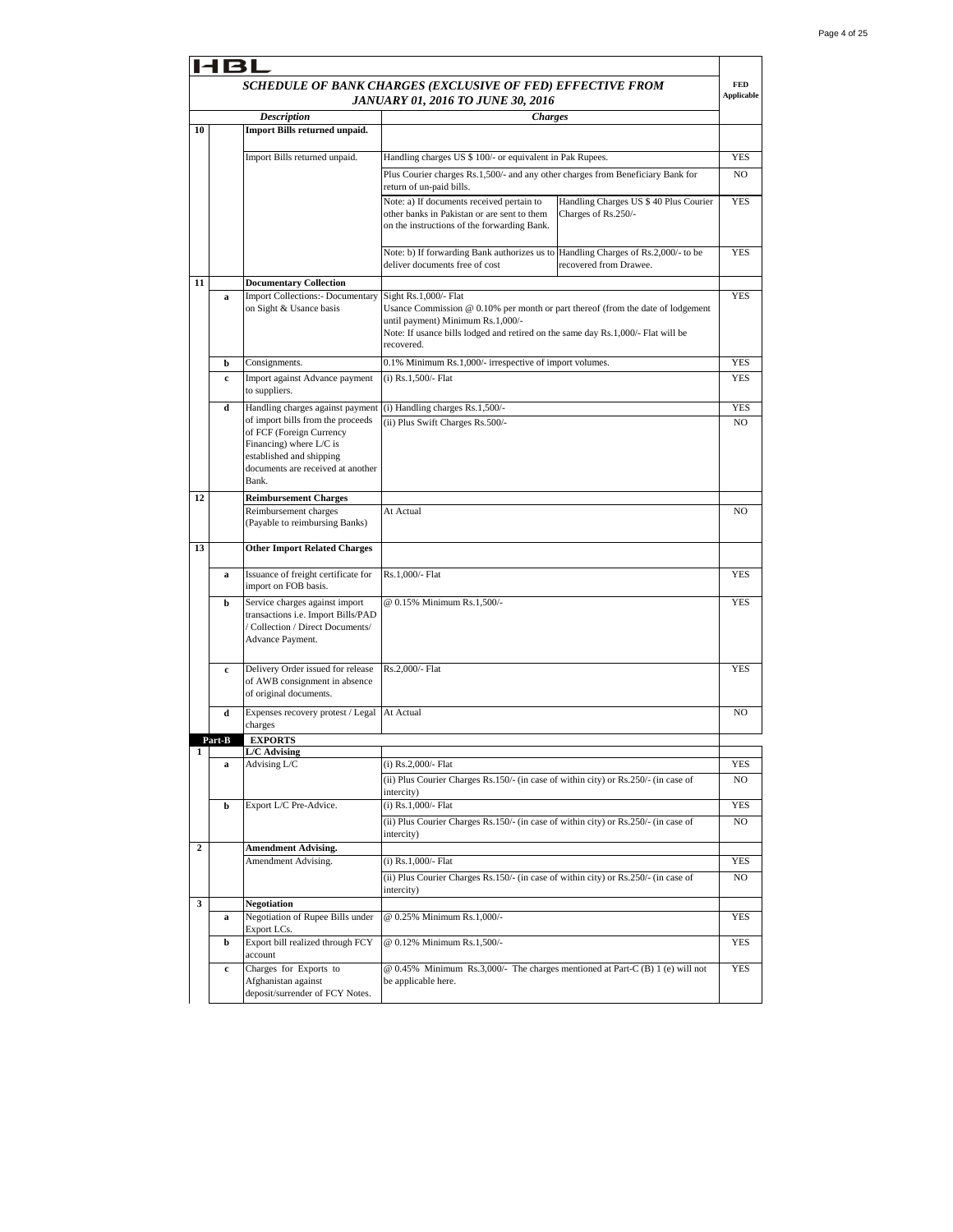HBL

## SCHEDULE OF BANK CHARGES (EXCLUSIVE OF FED) EFFECTIVE FROM JANUARY 01, 2016 TO JUNE 30, 2016

| | | Description | Charges | | FED Applicable |
|---|---|---|---|---|---|
| 10 | | **Import Bills returned unpaid.** | | | |
| | | Import Bills returned unpaid. | Handling charges US $ 100/- or equivalent in Pak Rupees. | | YES |
| | | | Plus Courier charges Rs.1,500/- and any other charges from Beneficiary Bank for return of un-paid bills. | | NO |
| | | | Note: a) If documents received pertain to other banks in Pakistan or are sent to them on the instructions of the forwarding Bank. | Handling Charges US $ 40 Plus Courier Charges of Rs.250/- | YES |
| | | | Note: b) If forwarding Bank authorizes us to deliver documents free of cost | Handling Charges of Rs.2,000/- to be recovered from Drawee. | YES |
| 11 | | **Documentary Collection** | | | |
| | a | Import Collections:- Documentary on Sight & Usance basis | Sight Rs.1,000/- Flat<br>Usance Commission @ 0.10% per month or part thereof (from the date of lodgement until payment) Minimum Rs.1,000/-<br>Note: If usance bills lodged and retired on the same day Rs.1,000/- Flat will be recovered. | | YES |
| | b | Consignments. | 0.1% Minimum Rs.1,000/- irrespective of import volumes. | | YES |
| | c | Import against Advance payment to suppliers. | (i) Rs.1,500/- Flat | | YES |
| | d | Handling charges against payment of import bills from the proceeds of FCF (Foreign Currency Financing) where L/C is established and shipping documents are received at another Bank. | (i) Handling charges Rs.1,500/- | | YES |
| | | | (ii) Plus Swift Charges Rs.500/- | | NO |
| 12 | | **Reimbursement Charges** | | | |
| | | Reimbursement charges (Payable to reimbursing Banks) | At Actual | | NO |
| 13 | | **Other Import Related Charges** | | | |
| | a | Issuance of freight certificate for import on FOB basis. | Rs.1,000/- Flat | | YES |
| | b | Service charges against import transactions i.e. Import Bills/PAD / Collection / Direct Documents/ Advance Payment. | @ 0.15% Minimum Rs.1,500/- | | YES |
| | c | Delivery Order issued for release of AWB consignment in absence of original documents. | Rs.2,000/- Flat | | YES |
| | d | Expenses recovery protest / Legal charges | At Actual | | NO |
| **Part-B** | | **EXPORTS** | | | |
| 1 | | **L/C Advising** | | | |
| | a | Advising L/C | (i) Rs.2,000/- Flat | | YES |
| | | | (ii) Plus Courier Charges Rs.150/- (in case of within city) or Rs.250/- (in case of intercity) | | NO |
| | b | Export L/C Pre-Advice. | (i) Rs.1,000/- Flat | | YES |
| | | | (ii) Plus Courier Charges Rs.150/- (in case of within city) or Rs.250/- (in case of intercity) | | NO |
| 2 | | **Amendment Advising.** | | | |
| | | Amendment Advising. | (i) Rs.1,000/- Flat | | YES |
| | | | (ii) Plus Courier Charges Rs.150/- (in case of within city) or Rs.250/- (in case of intercity) | | NO |
| 3 | | **Negotiation** | | | |
| | a | Negotiation of Rupee Bills under Export LCs. | @ 0.25% Minimum Rs.1,000/- | | YES |
| | b | Export bill realized through FCY account | @ 0.12% Minimum Rs.1,500/- | | YES |
| | c | Charges for Exports to Afghanistan against deposit/surrender of FCY Notes. | @ 0.45% Minimum Rs.3,000/- The charges mentioned at Part-C (B) 1 (e) will not be applicable here. | | YES |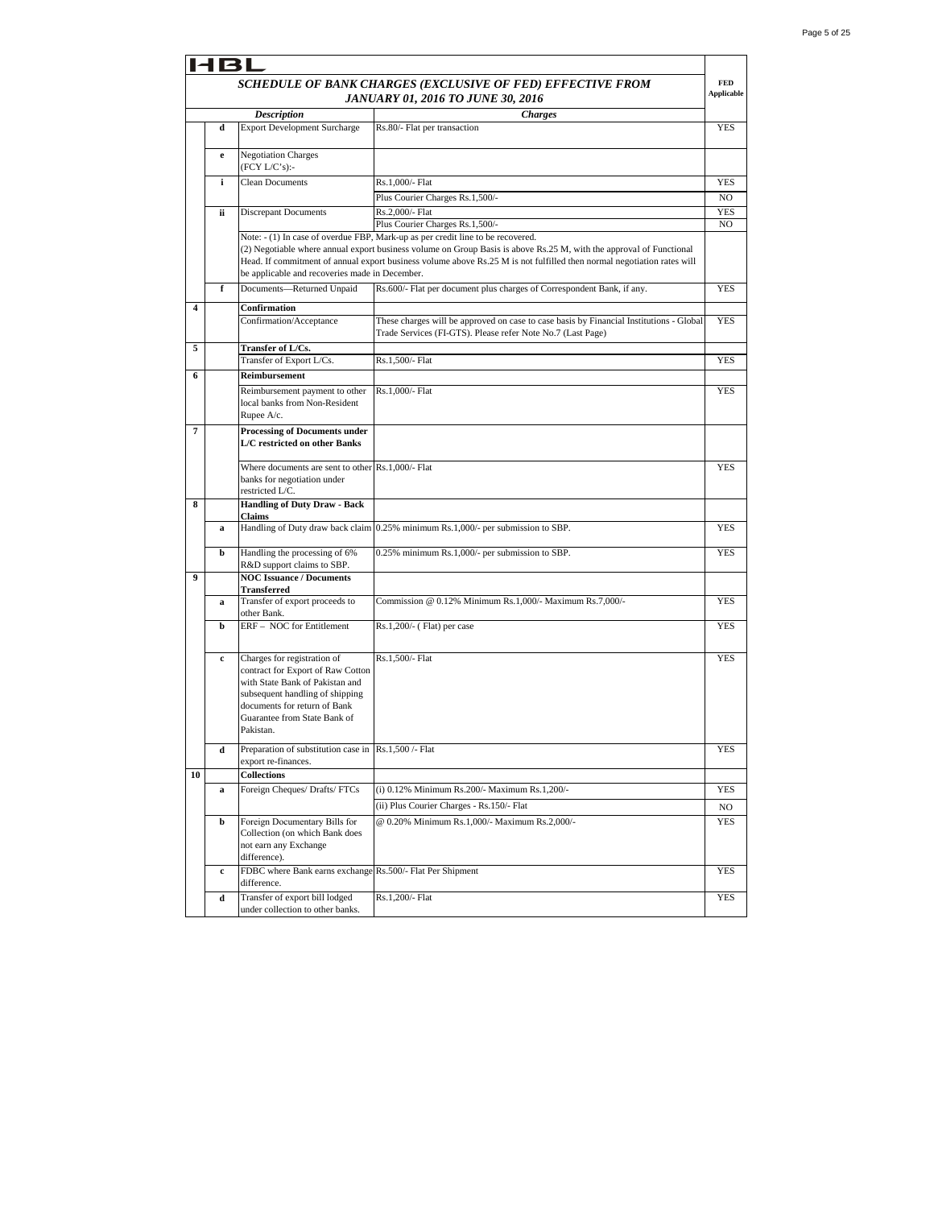HBL

## SCHEDULE OF BANK CHARGES (EXCLUSIVE OF FED) EFFECTIVE FROM JANUARY 01, 2016 TO JUNE 30, 2016

| | | Description | Charges | FED Applicable |
|---|---|---|---|---|
| | d | Export Development Surcharge | Rs.80/- Flat per transaction | YES |
| | e | Negotiation Charges (FCY L/C's):- | | |
| | i | Clean Documents | Rs.1,000/- Flat | YES |
| | | | Plus Courier Charges Rs.1,500/- | NO |
| | ii | Discrepant Documents | Rs.2,000/- Flat | YES |
| | | | Plus Courier Charges Rs.1,500/- | NO |
| | | Note: - (1) In case of overdue FBP, Mark-up as per credit line to be recovered. (2) Negotiable where annual export business volume on Group Basis is above Rs.25 M, with the approval of Functional Head. If commitment of annual export business volume above Rs.25 M is not fulfilled then normal negotiation rates will be applicable and recoveries made in December. | | |
| | f | Documents—Returned Unpaid | Rs.600/- Flat per document plus charges of Correspondent Bank, if any. | YES |
| 4 | | **Confirmation** | | |
| | | Confirmation/Acceptance | These charges will be approved on case to case basis by Financial Institutions - Global Trade Services (FI-GTS). Please refer Note No.7 (Last Page) | YES |
| 5 | | **Transfer of L/Cs.** | | |
| | | Transfer of Export L/Cs. | Rs.1,500/- Flat | YES |
| 6 | | **Reimbursement** | | |
| | | Reimbursement payment to other local banks from Non-Resident Rupee A/c. | Rs.1,000/- Flat | YES |
| 7 | | **Processing of Documents under L/C restricted on other Banks** | | |
| | | Where documents are sent to other banks for negotiation under restricted L/C. | Rs.1,000/- Flat | YES |
| 8 | | **Handling of Duty Draw - Back Claims** | | |
| | a | Handling of Duty draw back claim | 0.25% minimum Rs.1,000/- per submission to SBP. | YES |
| | b | Handling the processing of 6% R&D support claims to SBP. | 0.25% minimum Rs.1,000/- per submission to SBP. | YES |
| 9 | | **NOC Issuance / Documents Transferred** | | |
| | a | Transfer of export proceeds to other Bank. | Commission @ 0.12% Minimum Rs.1,000/- Maximum Rs.7,000/- | YES |
| | b | ERF – NOC for Entitlement | Rs.1,200/- ( Flat) per case | YES |
| | c | Charges for registration of contract for Export of Raw Cotton with State Bank of Pakistan and subsequent handling of shipping documents for return of Bank Guarantee from State Bank of Pakistan. | Rs.1,500/- Flat | YES |
| | d | Preparation of substitution case in export re-finances. | Rs.1,500 /- Flat | YES |
| 10 | | **Collections** | | |
| | a | Foreign Cheques/ Drafts/ FTCs | (i) 0.12% Minimum Rs.200/- Maximum Rs.1,200/- | YES |
| | | | (ii) Plus Courier Charges - Rs.150/- Flat | NO |
| | b | Foreign Documentary Bills for Collection (on which Bank does not earn any Exchange difference). | @ 0.20% Minimum Rs.1,000/- Maximum Rs.2,000/- | YES |
| | c | FDBC where Bank earns exchange difference. | Rs.500/- Flat Per Shipment | YES |
| | d | Transfer of export bill lodged under collection to other banks. | Rs.1,200/- Flat | YES |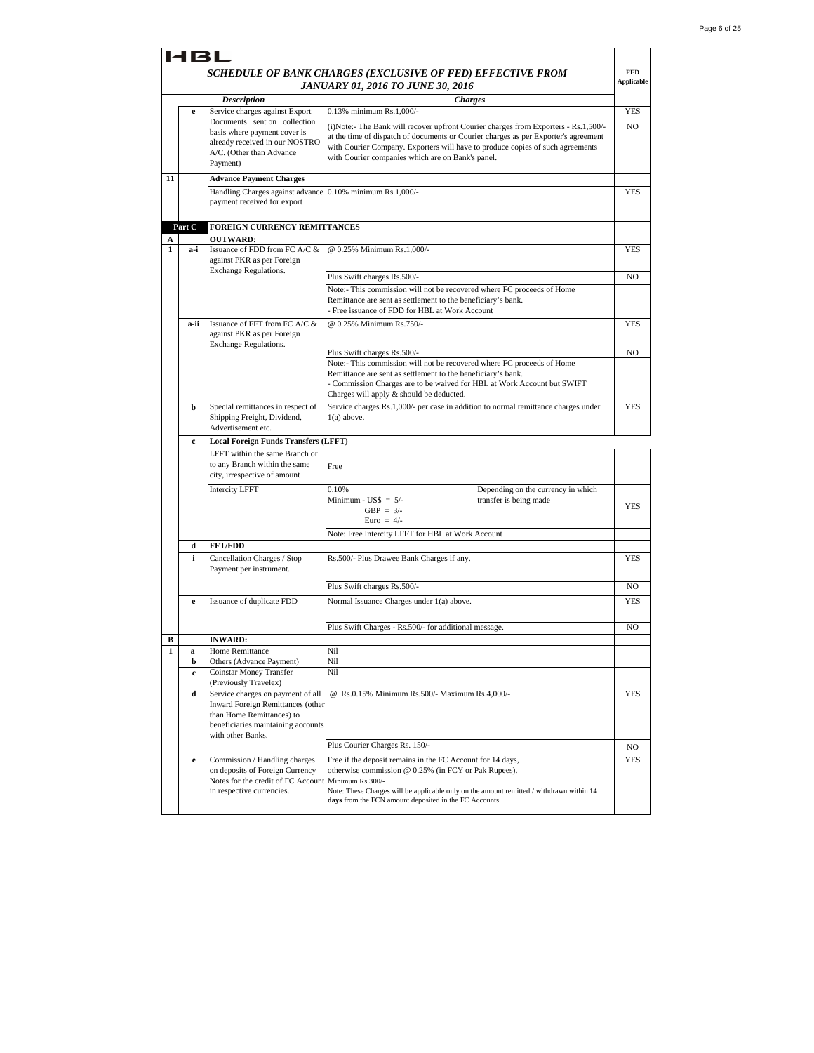HBL

| | | ***SCHEDULE OF BANK CHARGES (EXCLUSIVE OF FED) EFFECTIVE FROM JANUARY 01, 2016 TO JUNE 30, 2016*** | | | **FED Applicable** |
|---|---|---|---|---|---|
| | | ***Description*** | ***Charges*** | | |
| | **e** | Service charges against Export Documents sent on collection basis where payment cover is already received in our NOSTRO A/C. (Other than Advance Payment) | 0.13% minimum Rs.1,000/- | | YES |
| | | | (i)Note:- The Bank will recover upfront Courier charges from Exporters - Rs.1,500/- at the time of dispatch of documents or Courier charges as per Exporter's agreement with Courier Company. Exporters will have to produce copies of such agreements with Courier companies which are on Bank's panel. | | NO |
| **11** | | **Advance Payment Charges** | | | |
| | | Handling Charges against advance payment received for export | 0.10% minimum Rs.1,000/- | | YES |
| | **Part C** | **FOREIGN CURRENCY REMITTANCES** | | | |
| **A** | | **OUTWARD:** | | | |
| **1** | **a-i** | Issuance of FDD from FC A/C & against PKR as per Foreign Exchange Regulations. | @ 0.25% Minimum Rs.1,000/- | | YES |
| | | | Plus Swift charges Rs.500/- | | NO |
| | | | Note:- This commission will not be recovered where FC proceeds of Home Remittance are sent as settlement to the beneficiary's bank.<br>- Free issuance of FDD for HBL at Work Account | | |
| | **a-ii** | Issuance of FFT from FC A/C & against PKR as per Foreign Exchange Regulations. | @ 0.25% Minimum Rs.750/- | | YES |
| | | | Plus Swift charges Rs.500/- | | NO |
| | | | Note:- This commission will not be recovered where FC proceeds of Home Remittance are sent as settlement to the beneficiary's bank.<br>- Commission Charges are to be waived for HBL at Work Account but SWIFT Charges will apply & should be deducted. | | |
| | **b** | Special remittances in respect of Shipping Freight, Dividend, Advertisement etc. | Service charges Rs.1,000/- per case in addition to normal remittance charges under 1(a) above. | | YES |
| | **c** | **Local Foreign Funds Transfers (LFFT)** | | | |
| | | LFFT within the same Branch or to any Branch within the same city, irrespective of amount | Free | | |
| | | Intercity LFFT | 0.10%<br>Minimum - US$ = 5/-<br>GBP = 3/-<br>Euro = 4/- | Depending on the currency in which transfer is being made | YES |
| | | | Note: Free Intercity LFFT for HBL at Work Account | | |
| | **d** | **FFT/FDD** | | | |
| | **i** | Cancellation Charges / Stop Payment per instrument. | Rs.500/- Plus Drawee Bank Charges if any. | | YES |
| | | | Plus Swift charges Rs.500/- | | NO |
| | **e** | Issuance of duplicate FDD | Normal Issuance Charges under 1(a) above. | | YES |
| | | | Plus Swift Charges - Rs.500/- for additional message. | | NO |
| **B** | | **INWARD:** | | | |
| **1** | **a** | Home Remittance | Nil | | |
| | **b** | Others (Advance Payment) | Nil | | |
| | **c** | Coinstar Money Transfer (Previously Travelex) | Nil | | |
| | **d** | Service charges on payment of all Inward Foreign Remittances (other than Home Remittances) to beneficiaries maintaining accounts with other Banks. | @ Rs.0.15% Minimum Rs.500/- Maximum Rs.4,000/- | | YES |
| | | | Plus Courier Charges Rs. 150/- | | NO |
| | **e** | Commission / Handling charges on deposits of Foreign Currency Notes for the credit of FC Account in respective currencies. | Free if the deposit remains in the FC Account for 14 days, otherwise commission @ 0.25% (in FCY or Pak Rupees).<br>Minimum Rs.300/-<br>Note: These Charges will be applicable only on the amount remitted / withdrawn within **14 days** from the FCN amount deposited in the FC Accounts. | | YES |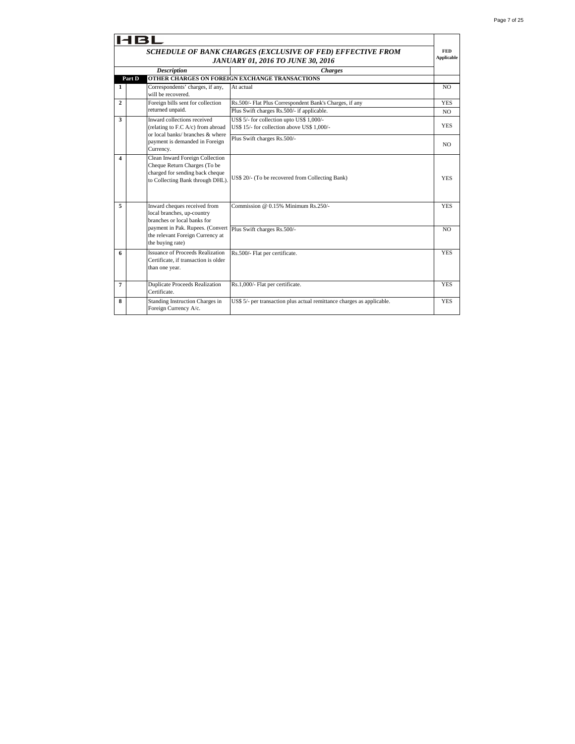HBL

## SCHEDULE OF BANK CHARGES (EXCLUSIVE OF FED) EFFECTIVE FROM JANUARY 01, 2016 TO JUNE 30, 2016

| | | Description | Charges | FED Applicable |
|---|---|---|---|---|
| Part D | | OTHER CHARGES ON FOREIGN EXCHANGE TRANSACTIONS | | |
| 1 | | Correspondents' charges, if any, will be recovered. | At actual | NO |
| 2 | | Foreign bills sent for collection returned unpaid. | Rs.500/- Flat Plus Correspondent Bank's Charges, if any | YES |
| | | | Plus Swift charges Rs.500/- if applicable. | NO |
| 3 | | Inward collections received (relating to F.C A/c) from abroad or local banks/ branches & where payment is demanded in Foreign Currency. | US$ 5/- for collection upto US$ 1,000/-<br>US$ 15/- for collection above US$ 1,000/- | YES |
| | | | Plus Swift charges Rs.500/- | NO |
| 4 | | Clean Inward Foreign Collection Cheque Return Charges (To be charged for sending back cheque to Collecting Bank through DHL). | US$ 20/- (To be recovered from Collecting Bank) | YES |
| 5 | | Inward cheques received from local branches, up-country branches or local banks for payment in Pak. Rupees. (Convert the relevant Foreign Currency at the buying rate) | Commission @ 0.15% Minimum Rs.250/- | YES |
| | | | Plus Swift charges Rs.500/- | NO |
| 6 | | Issuance of Proceeds Realization Certificate, if transaction is older than one year. | Rs.500/- Flat per certificate. | YES |
| 7 | | Duplicate Proceeds Realization Certificate. | Rs.1,000/- Flat per certificate. | YES |
| 8 | | Standing Instruction Charges in Foreign Currency A/c. | US$ 5/- per transaction plus actual remittance charges as applicable. | YES |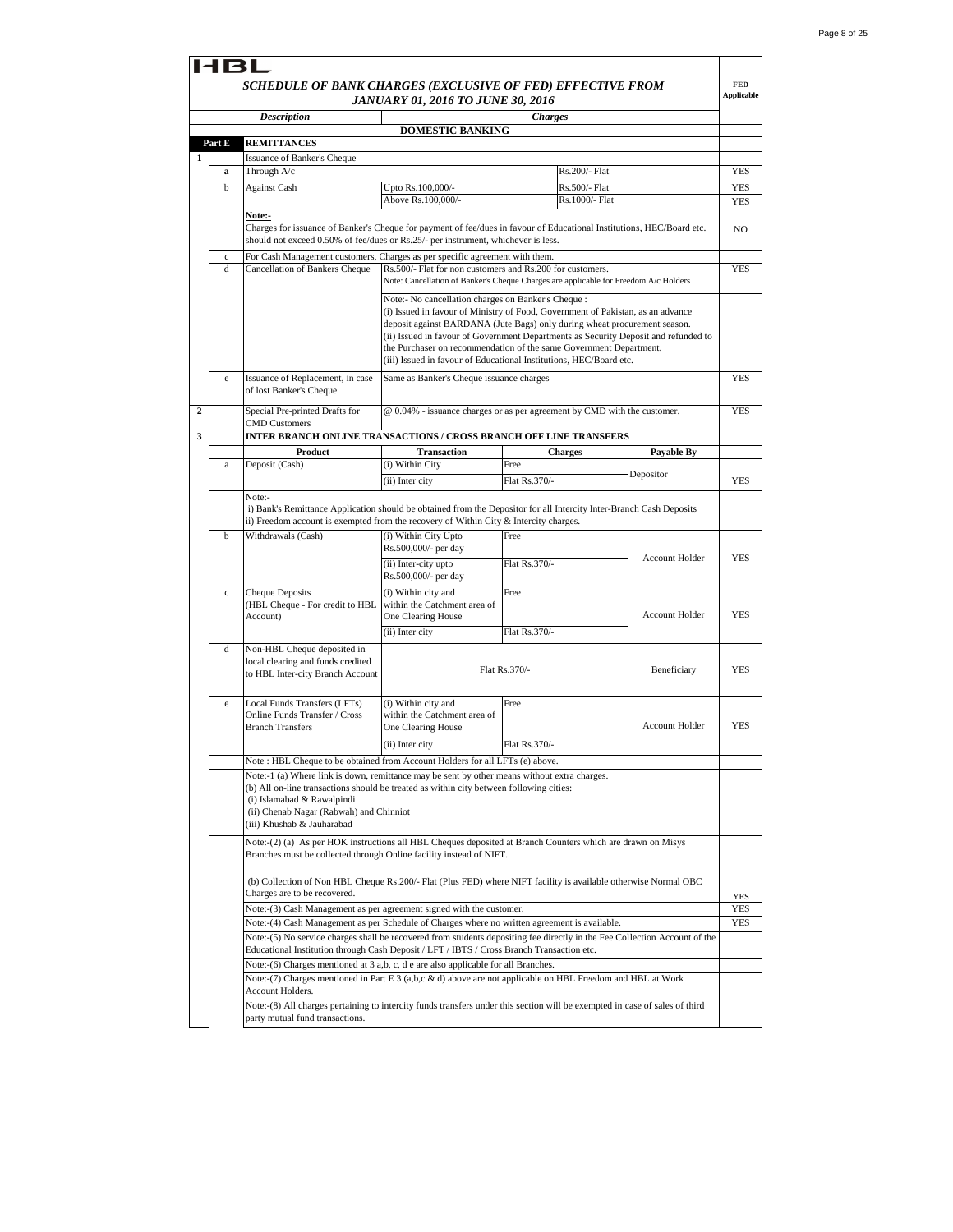# HBL

## SCHEDULE OF BANK CHARGES (EXCLUSIVE OF FED) EFFECTIVE FROM JANUARY 01, 2016 TO JUNE 30, 2016

| | | *Description* | *Charges* | | | | FED Applicable |
|---|---|---|---|---|---|---|---|
| | | | **DOMESTIC BANKING** | | | | |
| **Part E** | | **REMITTANCES** | | | | | |
| **1** | | Issuance of Banker's Cheque | | | | | |
| | **a** | Through A/c | | | Rs.200/- Flat | | YES |
| | b | Against Cash | Upto Rs.100,000/- | | Rs.500/- Flat | | YES |
| | | | Above Rs.100,000/- | | Rs.1000/- Flat | | YES |
| | | **Note:-** Charges for issuance of Banker's Cheque for payment of fee/dues in favour of Educational Institutions, HEC/Board etc. should not exceed 0.50% of fee/dues or Rs.25/- per instrument, whichever is less. | | | | | NO |
| | c | For Cash Management customers, Charges as per specific agreement with them. | | | | | |
| | d | Cancellation of Bankers Cheque | Rs.500/- Flat for non customers and Rs.200 for customers. Note: Cancellation of Banker's Cheque Charges are applicable for Freedom A/c Holders | | | | YES |
| | | | Note:- No cancellation charges on Banker's Cheque : (i) Issued in favour of Ministry of Food, Government of Pakistan, as an advance deposit against BARDANA (Jute Bags) only during wheat procurement season. (ii) Issued in favour of Government Departments as Security Deposit and refunded to the Purchaser on recommendation of the same Government Department. (iii) Issued in favour of Educational Institutions, HEC/Board etc. | | | | |
| | e | Issuance of Replacement, in case of lost Banker's Cheque | Same as Banker's Cheque issuance charges | | | | YES |
| **2** | | Special Pre-printed Drafts for CMD Customers | @ 0.04% - issuance charges or as per agreement by CMD with the customer. | | | | YES |
| **3** | | **INTER BRANCH ONLINE TRANSACTIONS / CROSS BRANCH OFF LINE TRANSFERS** | | | | | |
| | | **Product** | **Transaction** | **Charges** | | **Payable By** | |
| | a | Deposit (Cash) | (i) Within City | Free | | Depositor | YES |
| | | | (ii) Inter city | Flat Rs.370/- | | | |
| | | Note:- i) Bank's Remittance Application should be obtained from the Depositor for all Intercity Inter-Branch Cash Deposits ii) Freedom account is exempted from the recovery of Within City & Intercity charges. | | | | | |
| | b | Withdrawals (Cash) | (i) Within City Upto Rs.500,000/- per day | Free | | Account Holder | YES |
| | | | (ii) Inter-city upto Rs.500,000/- per day | Flat Rs.370/- | | | |
| | c | Cheque Deposits (HBL Cheque - For credit to HBL Account) | (i) Within city and within the Catchment area of One Clearing House | Free | | Account Holder | YES |
| | | | (ii) Inter city | Flat Rs.370/- | | | |
| | d | Non-HBL Cheque deposited in local clearing and funds credited to HBL Inter-city Branch Account | Flat Rs.370/- | | | Beneficiary | YES |
| | e | Local Funds Transfers (LFTs) Online Funds Transfer / Cross Branch Transfers | (i) Within city and within the Catchment area of One Clearing House | Free | | Account Holder | YES |
| | | | (ii) Inter city | Flat Rs.370/- | | | |
| | | Note : HBL Cheque to be obtained from Account Holders for all LFTs (e) above. | | | | | |
| | | Note:-1 (a) Where link is down, remittance may be sent by other means without extra charges. (b) All on-line transactions should be treated as within city between following cities: (i) Islamabad & Rawalpindi (ii) Chenab Nagar (Rabwah) and Chinniot (iii) Khushab & Jauharabad | | | | | |
| | | Note:-(2) (a) As per HOK instructions all HBL Cheques deposited at Branch Counters which are drawn on Misys Branches must be collected through Online facility instead of NIFT. (b) Collection of Non HBL Cheque Rs.200/- Flat (Plus FED) where NIFT facility is available otherwise Normal OBC Charges are to be recovered. | | | | | YES |
| | | Note:-(3) Cash Management as per agreement signed with the customer. | | | | | YES |
| | | Note:-(4) Cash Management as per Schedule of Charges where no written agreement is available. | | | | | YES |
| | | Note:-(5) No service charges shall be recovered from students depositing fee directly in the Fee Collection Account of the Educational Institution through Cash Deposit / LFT / IBTS / Cross Branch Transaction etc. | | | | | |
| | | Note:-(6) Charges mentioned at 3 a,b, c, d e are also applicable for all Branches. | | | | | |
| | | Note:-(7) Charges mentioned in Part E 3 (a,b,c & d) above are not applicable on HBL Freedom and HBL at Work Account Holders. | | | | | |
| | | Note:-(8) All charges pertaining to intercity funds transfers under this section will be exempted in case of sales of third party mutual fund transactions. | | | | | |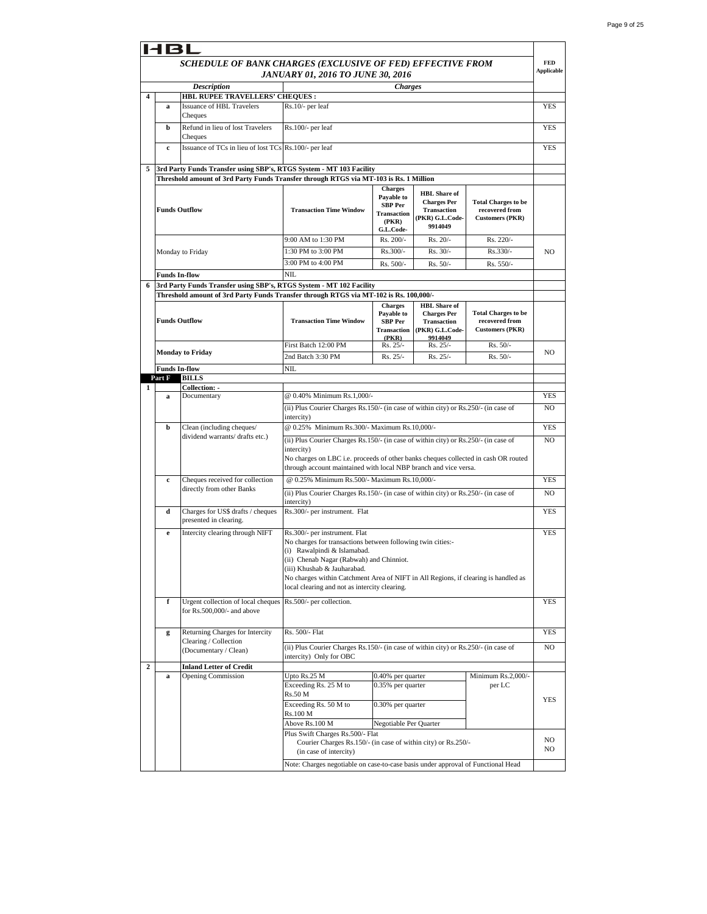# HBL

## SCHEDULE OF BANK CHARGES (EXCLUSIVE OF FED) EFFECTIVE FROM JANUARY 01, 2016 TO JUNE 30, 2016

| | | Description | Charges | FED Applicable |
|---|---|---|---|---|
| **4** | | **HBL RUPEE TRAVELLERS' CHEQUES :** | | |
| | **a** | Issuance of HBL Travelers Cheques | Rs.10/- per leaf | YES |
| | **b** | Refund in lieu of lost Travelers Cheques | Rs.100/- per leaf | YES |
| | **c** | Issuance of TCs in lieu of lost TCs | Rs.100/- per leaf | YES |

**5 3rd Party Funds Transfer using SBP's, RTGS System - MT 103 Facility**

**Threshold amount of 3rd Party Funds Transfer through RTGS via MT-103 is Rs. 1 Million**

| Funds Outflow | Transaction Time Window | Charges Payable to SBP Per Transaction (PKR) G.L.Code- | HBL Share of Charges Per Transaction (PKR) G.L.Code-9914049 | Total Charges to be recovered from Customers (PKR) | FED Applicable |
|---|---|---|---|---|---|
| Monday to Friday | 9:00 AM to 1:30 PM | Rs. 200/- | Rs. 20/- | Rs. 220/- | NO |
| | 1:30 PM to 3:00 PM | Rs.300/- | Rs. 30/- | Rs.330/- | |
| | 3:00 PM to 4:00 PM | Rs. 500/- | Rs. 50/- | Rs. 550/- | |
| **Funds In-flow** | NIL | | | | |

**6 3rd Party Funds Transfer using SBP's, RTGS System - MT 102 Facility**

**Threshold amount of 3rd Party Funds Transfer through RTGS via MT-102 is Rs. 100,000/-**

| Funds Outflow | Transaction Time Window | Charges Payable to SBP Per Transaction (PKR) | HBL Share of Charges Per Transaction (PKR) G.L.Code-9914049 | Total Charges to be recovered from Customers (PKR) | FED Applicable |
|---|---|---|---|---|---|
| **Monday to Friday** | First Batch 12:00 PM | Rs. 25/- | Rs. 25/- | Rs. 50/- | NO |
| | 2nd Batch 3:30 PM | Rs. 25/- | Rs. 25/- | Rs. 50/- | |
| **Funds In-flow** | NIL | | | | |

### Part F BILLS

| | | Description | Charges | FED Applicable |
|---|---|---|---|---|
| **1** | | **Collection: -** | | |
| | **a** | Documentary | @ 0.40% Minimum Rs.1,000/- | YES |
| | | | (ii) Plus Courier Charges Rs.150/- (in case of within city) or Rs.250/- (in case of intercity) | NO |
| | **b** | Clean (including cheques/ dividend warrants/ drafts etc.) | @ 0.25% Minimum Rs.300/- Maximum Rs.10,000/- | YES |
| | | | (ii) Plus Courier Charges Rs.150/- (in case of within city) or Rs.250/- (in case of intercity)<br>No charges on LBC i.e. proceeds of other banks cheques collected in cash OR routed through account maintained with local NBP branch and vice versa. | NO |
| | **c** | Cheques received for collection directly from other Banks | @ 0.25% Minimum Rs.500/- Maximum Rs.10,000/- | YES |
| | | | (ii) Plus Courier Charges Rs.150/- (in case of within city) or Rs.250/- (in case of intercity) | NO |
| | **d** | Charges for US$ drafts / cheques presented in clearing. | Rs.300/- per instrument. Flat | YES |
| | **e** | Intercity clearing through NIFT | Rs.300/- per instrument. Flat<br>No charges for transactions between following twin cities:-<br>(i) Rawalpindi & Islamabad.<br>(ii) Chenab Nagar (Rabwah) and Chinniot.<br>(iii) Khushab & Jauharabad.<br>No charges within Catchment Area of NIFT in All Regions, if clearing is handled as local clearing and not as intercity clearing. | YES |
| | **f** | Urgent collection of local cheques for Rs.500,000/- and above | Rs.500/- per collection. | YES |
| | **g** | Returning Charges for Intercity Clearing / Collection (Documentary / Clean) | Rs. 500/- Flat | YES |
| | | | (ii) Plus Courier Charges Rs.150/- (in case of within city) or Rs.250/- (in case of intercity) Only for OBC | NO |
| **2** | | **Inland Letter of Credit** | | |
| | **a** | Opening Commission | Upto Rs.25 M — 0.40% per quarter; Exceeding Rs. 25 M to Rs.50 M — 0.35% per quarter; Exceeding Rs. 50 M to Rs.100 M — 0.30% per quarter; Above Rs.100 M — Negotiable Per Quarter; Minimum Rs.2,000/- per LC | YES |
| | | | Plus Swift Charges Rs.500/- Flat | NO |
| | | | Courier Charges Rs.150/- (in case of within city) or Rs.250/- (in case of intercity) | NO |
| | | | Note: Charges negotiable on case-to-case basis under approval of Functional Head | |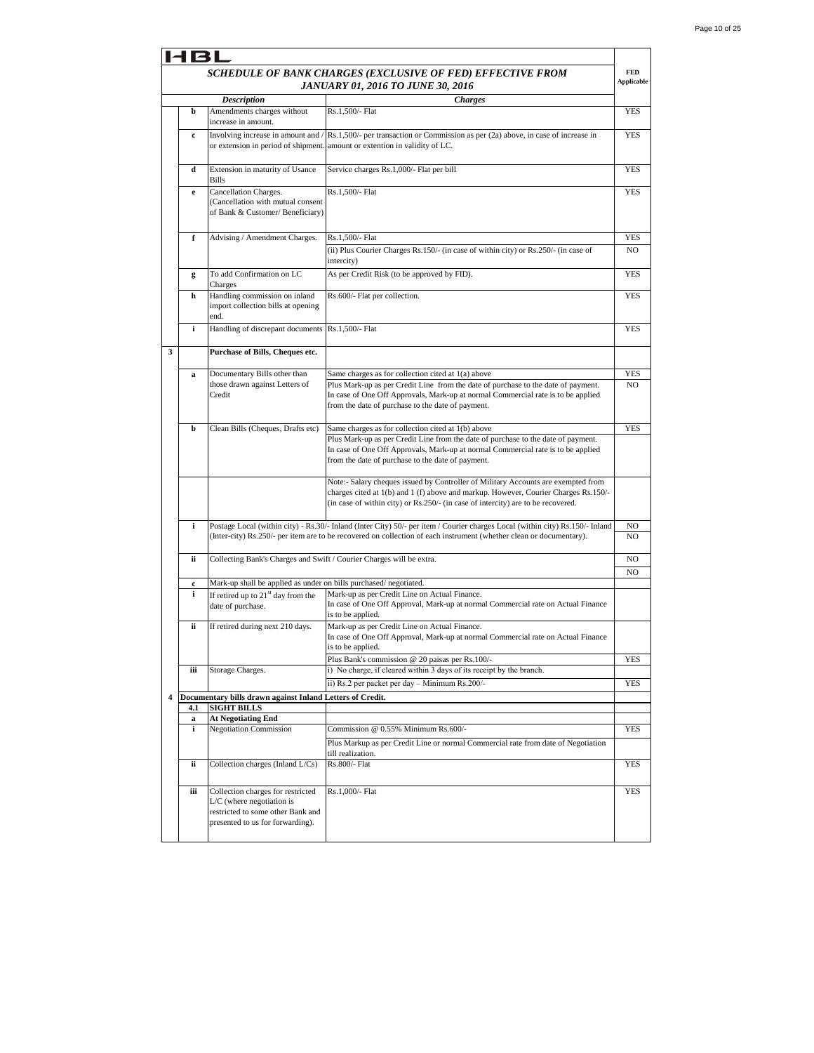HBL

**SCHEDULE OF BANK CHARGES (EXCLUSIVE OF FED) EFFECTIVE FROM JANUARY 01, 2016 TO JUNE 30, 2016**

| | | Description | Charges | FED Applicable |
|---|---|---|---|---|
| | b | Amendments charges without increase in amount. | Rs.1,500/- Flat | YES |
| | c | Involving increase in amount and / or extension in period of shipment. | Rs.1,500/- per transaction or Commission as per (2a) above, in case of increase in amount or extention in validity of LC. | YES |
| | d | Extension in maturity of Usance Bills | Service charges Rs.1,000/- Flat per bill | YES |
| | e | Cancellation Charges. (Cancellation with mutual consent of Bank & Customer/ Beneficiary) | Rs.1,500/- Flat | YES |
| | f | Advising / Amendment Charges. | Rs.1,500/- Flat | YES |
| | | | (ii) Plus Courier Charges Rs.150/- (in case of within city) or Rs.250/- (in case of intercity) | NO |
| | g | To add Confirmation on LC Charges | As per Credit Risk (to be approved by FID). | YES |
| | h | Handling commission on inland import collection bills at opening end. | Rs.600/- Flat per collection. | YES |
| | i | Handling of discrepant documents | Rs.1,500/- Flat | YES |
| 3 | | **Purchase of Bills, Cheques etc.** | | |
| | a | Documentary Bills other than those drawn against Letters of Credit | Same charges as for collection cited at 1(a) above | YES |
| | | | Plus Mark-up as per Credit Line from the date of purchase to the date of payment. In case of One Off Approvals, Mark-up at normal Commercial rate is to be applied from the date of purchase to the date of payment. | NO |
| | b | Clean Bills (Cheques, Drafts etc) | Same charges as for collection cited at 1(b) above | YES |
| | | | Plus Mark-up as per Credit Line from the date of purchase to the date of payment. In case of One Off Approvals, Mark-up at normal Commercial rate is to be applied from the date of purchase to the date of payment. | |
| | | | Note:- Salary cheques issued by Controller of Military Accounts are exempted from charges cited at 1(b) and 1 (f) above and markup. However, Courier Charges Rs.150/- (in case of within city) or Rs.250/- (in case of intercity) are to be recovered. | |
| | i | Postage Local (within city) - Rs.30/- Inland (Inter City) 50/- per item / Courier charges Local (within city) Rs.150/- Inland (Inter-city) Rs.250/- per item are to be recovered on collection of each instrument (whether clean or documentary). | | NO / NO |
| | ii | Collecting Bank's Charges and Swift / Courier Charges will be extra. | | NO / NO |
| | c | Mark-up shall be applied as under on bills purchased/ negotiated. | | |
| | i | If retired up to 21st day from the date of purchase. | Mark-up as per Credit Line on Actual Finance. In case of One Off Approval, Mark-up at normal Commercial rate on Actual Finance is to be applied. | |
| | ii | If retired during next 210 days. | Mark-up as per Credit Line on Actual Finance. In case of One Off Approval, Mark-up at normal Commercial rate on Actual Finance is to be applied. | |
| | | | Plus Bank's commission @ 20 paisas per Rs.100/- | YES |
| | iii | Storage Charges. | i) No charge, if cleared within 3 days of its receipt by the branch. | |
| | | | ii) Rs.2 per packet per day – Minimum Rs.200/- | YES |
| 4 | | **Documentary bills drawn against Inland Letters of Credit.** | | |
| | 4.1 | **SIGHT BILLS** | | |
| | a | **At Negotiating End** | | |
| | i | Negotiation Commission | Commission @ 0.55% Minimum Rs.600/- | YES |
| | | | Plus Markup as per Credit Line or normal Commercial rate from date of Negotiation till realization. | |
| | ii | Collection charges (Inland L/Cs) | Rs.800/- Flat | YES |
| | iii | Collection charges for restricted L/C (where negotiation is restricted to some other Bank and presented to us for forwarding). | Rs.1,000/- Flat | YES |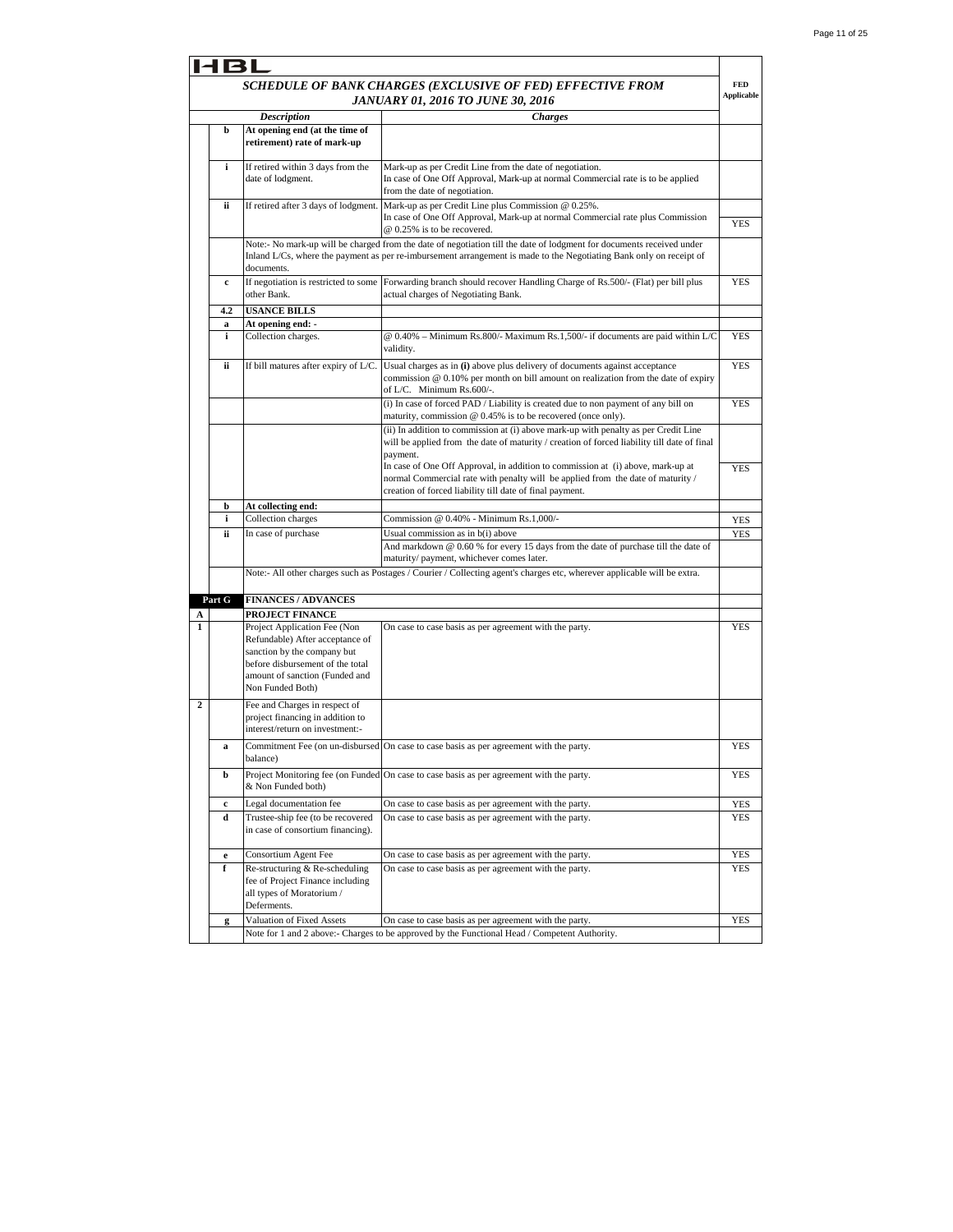# HBL

## SCHEDULE OF BANK CHARGES (EXCLUSIVE OF FED) EFFECTIVE FROM JANUARY 01, 2016 TO JUNE 30, 2016

| | | Description | Charges | FED Applicable |
|---|---|---|---|---|
| | **b** | **At opening end (at the time of retirement) rate of mark-up** | | |
| | **i** | If retired within 3 days from the date of lodgment. | Mark-up as per Credit Line from the date of negotiation.<br>In case of One Off Approval, Mark-up at normal Commercial rate is to be applied from the date of negotiation. | |
| | **ii** | If retired after 3 days of lodgment. | Mark-up as per Credit Line plus Commission @ 0.25%.<br>In case of One Off Approval, Mark-up at normal Commercial rate plus Commission @ 0.25% is to be recovered. | YES |
| | | Note:- No mark-up will be charged from the date of negotiation till the date of lodgment for documents received under Inland L/Cs, where the payment as per re-imbursement arrangement is made to the Negotiating Bank only on receipt of documents. | | |
| | **c** | If negotiation is restricted to some other Bank. | Forwarding branch should recover Handling Charge of Rs.500/- (Flat) per bill plus actual charges of Negotiating Bank. | YES |
| | **4.2** | **USANCE BILLS** | | |
| | **a** | **At opening end: -** | | |
| | **i** | Collection charges. | @ 0.40% – Minimum Rs.800/- Maximum Rs.1,500/- if documents are paid within L/C validity. | YES |
| | **ii** | If bill matures after expiry of L/C. | Usual charges as in **(i)** above plus delivery of documents against acceptance commission @ 0.10% per month on bill amount on realization from the date of expiry of L/C. Minimum Rs.600/-. | YES |
| | | | (i) In case of forced PAD / Liability is created due to non payment of any bill on maturity, commission @ 0.45% is to be recovered (once only). | YES |
| | | | (ii) In addition to commission at (i) above mark-up with penalty as per Credit Line will be applied from the date of maturity / creation of forced liability till date of final payment.<br>In case of One Off Approval, in addition to commission at (i) above, mark-up at normal Commercial rate with penalty will be applied from the date of maturity / creation of forced liability till date of final payment. | YES |
| | **b** | **At collecting end:** | | |
| | **i** | Collection charges | Commission @ 0.40% - Minimum Rs.1,000/- | YES |
| | **ii** | In case of purchase | Usual commission as in b(i) above<br>And markdown @ 0.60 % for every 15 days from the date of purchase till the date of maturity/ payment, whichever comes later. | YES |
| | | Note:- All other charges such as Postages / Courier / Collecting agent's charges etc, wherever applicable will be extra. | | |
| | **Part G** | **FINANCES / ADVANCES** | | |
| **A** | | **PROJECT FINANCE** | | |
| **1** | | Project Application Fee (Non Refundable) After acceptance of sanction by the company but before disbursement of the total amount of sanction (Funded and Non Funded Both) | On case to case basis as per agreement with the party. | YES |
| **2** | | Fee and Charges in respect of project financing in addition to interest/return on investment:- | | |
| | **a** | Commitment Fee (on un-disbursed balance) | On case to case basis as per agreement with the party. | YES |
| | **b** | Project Monitoring fee (on Funded & Non Funded both) | On case to case basis as per agreement with the party. | YES |
| | **c** | Legal documentation fee | On case to case basis as per agreement with the party. | YES |
| | **d** | Trustee-ship fee (to be recovered in case of consortium financing). | On case to case basis as per agreement with the party. | YES |
| | **e** | Consortium Agent Fee | On case to case basis as per agreement with the party. | YES |
| | **f** | Re-structuring & Re-scheduling fee of Project Finance including all types of Moratorium / Deferments. | On case to case basis as per agreement with the party. | YES |
| | **g** | Valuation of Fixed Assets | On case to case basis as per agreement with the party. | YES |
| | | | Note for 1 and 2 above:- Charges to be approved by the Functional Head / Competent Authority. | |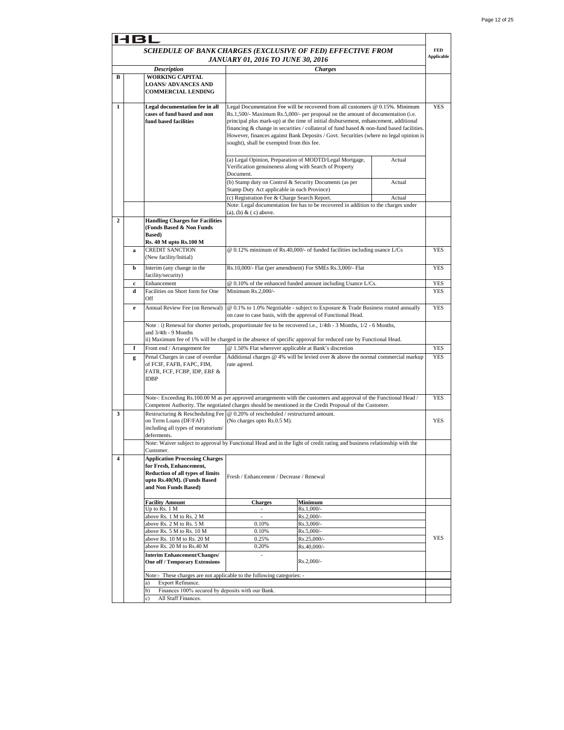# HBL

## SCHEDULE OF BANK CHARGES (EXCLUSIVE OF FED) EFFECTIVE FROM JANUARY 01, 2016 TO JUNE 30, 2016

| | | *Description* | *Charges* | | | FED Applicable |
|---|---|---|---|---|---|---|
| **B** | | **WORKING CAPITAL LOANS/ ADVANCES AND COMMERCIAL LENDING** | | | | |
| **1** | | **Legal documentation fee in all cases of fund based and non fund based facilities** | Legal Documentation Fee will be recovered from all customers @ 0.15%. Minimum Rs.1,500/- Maximum Rs.5,000/- per proposal on the amount of documentation (i.e. principal plus mark-up) at the time of initial disbursement, enhancement, additional financing & change in securities / collateral of fund based & non-fund based facilities. However, finances against Bank Deposits / Govt. Securities (where no legal opinion is sought), shall be exempted from this fee. | | | YES |
| | | | (a) Legal Opinion, Preparation of MODTD/Legal Mortgage, Verification genuineness along with Search of Property Document. | | Actual | |
| | | | (b) Stamp duty on Control & Security Documents (as per Stamp Duty Act applicable in each Province) | | Actual | |
| | | | (c) Registration Fee & Charge Search Report. | | Actual | |
| | | | Note: Legal documentation fee has to be recovered in addition to the charges under (a), (b) & ( c) above. | | | |
| **2** | | **Handling Charges for Facilities (Funds Based & Non Funds Based) Rs. 40 M upto Rs.100 M** | | | | |
| | **a** | CREDIT SANCTION (New facility/Initial) | @ 0.12% minimum of Rs.40,000/- of funded facilities including usance L/Cs | | | YES |
| | **b** | Interim (any change in the facility/security) | Rs.10,000/- Flat (per amendment) For SMEs Rs.3,000/- Flat | | | YES |
| | **c** | Enhancement | @ 0.10% of the enhanced funded amount including Usance L/Cs. | | | YES |
| | **d** | Facilities on Short form for One Off | Minimum Rs.2,000/- | | | YES |
| | **e** | Annual Review Fee (on Renewal) | @ 0.1% to 1.0% Negotiable - subject to Exposure & Trade Business routed annually on case to case basis, with the approval of Functional Head. | | | YES |
| | | Note : i) Renewal for shorter periods, proportionate fee to be recovered i.e., 1/4th - 3 Months, 1/2 - 6 Months, and 3/4th - 9 Months<br>ii) Maximum fee of 1% will be charged in the absence of specific approval for reduced rate by Functional Head. | | | | |
| | **f** | Front end / Arrangement fee | @ 1.50% Flat wherever applicable at Bank's discretion | | | YES |
| | **g** | Penal Charges in case of overdue of FCIF, FAFB, FAPC, FIM, FATR, FCF, FCBP, IDP, ERF & IDBP | Additional charges @ 4% will be levied over & above the normal commercial markup rate agreed. | | | YES |
| | | Note-: Exceeding Rs.100.00 M as per approved arrangements with the customers and approval of the Functional Head / Competent Authority. The negotiated charges should be mentioned in the Credit Proposal of the Customer. | | | | YES |
| **3** | | Restructuring & Rescheduling Fee on Term Loans (DF/FAF) including all types of moratorium/ deferments. | @ 0.20% of rescheduled / restructured amount. (No charges upto Rs.0.5 M). | | | YES |
| | | Note: Waiver subject to approval by Functional Head and in the light of credit rating and business relationship with the Customer. | | | | |
| **4** | | **Application Processing Charges for Fresh, Enhancement, Reduction of all types of limits upto Rs.40(M). (Funds Based and Non Funds Based)** | Fresh / Enhancement / Decrease / Renewal | | | |
| | | **Facility Amount** | **Charges** | **Minimum** | | |
| | | Up to Rs. 1 M | - | Rs.1,000/- | | YES |
| | | above Rs. 1 M to Rs. 2 M | - | Rs.2,000/- | | YES |
| | | above Rs. 2 M to Rs. 5 M | 0.10% | Rs.3,000/- | | YES |
| | | above Rs. 5 M to Rs. 10 M | 0.10% | Rs.5,000/- | | YES |
| | | above Rs. 10 M to Rs. 20 M | 0.25% | Rs.25,000/- | | YES |
| | | above Rs. 20 M to Rs.40 M | 0.20% | Rs.40,000/- | | YES |
| | | **Interim Enhancement/Changes/ One off / Temporary Extensions** | - | Rs.2,000/- | | YES |
| | | Note:- These charges are not applicable to the following categories: - | | | | |
| | | a) Export Refinance. | | | | |
| | | b) Finances 100% secured by deposits with our Bank. | | | | |
| | | c) All Staff Finances. | | | | |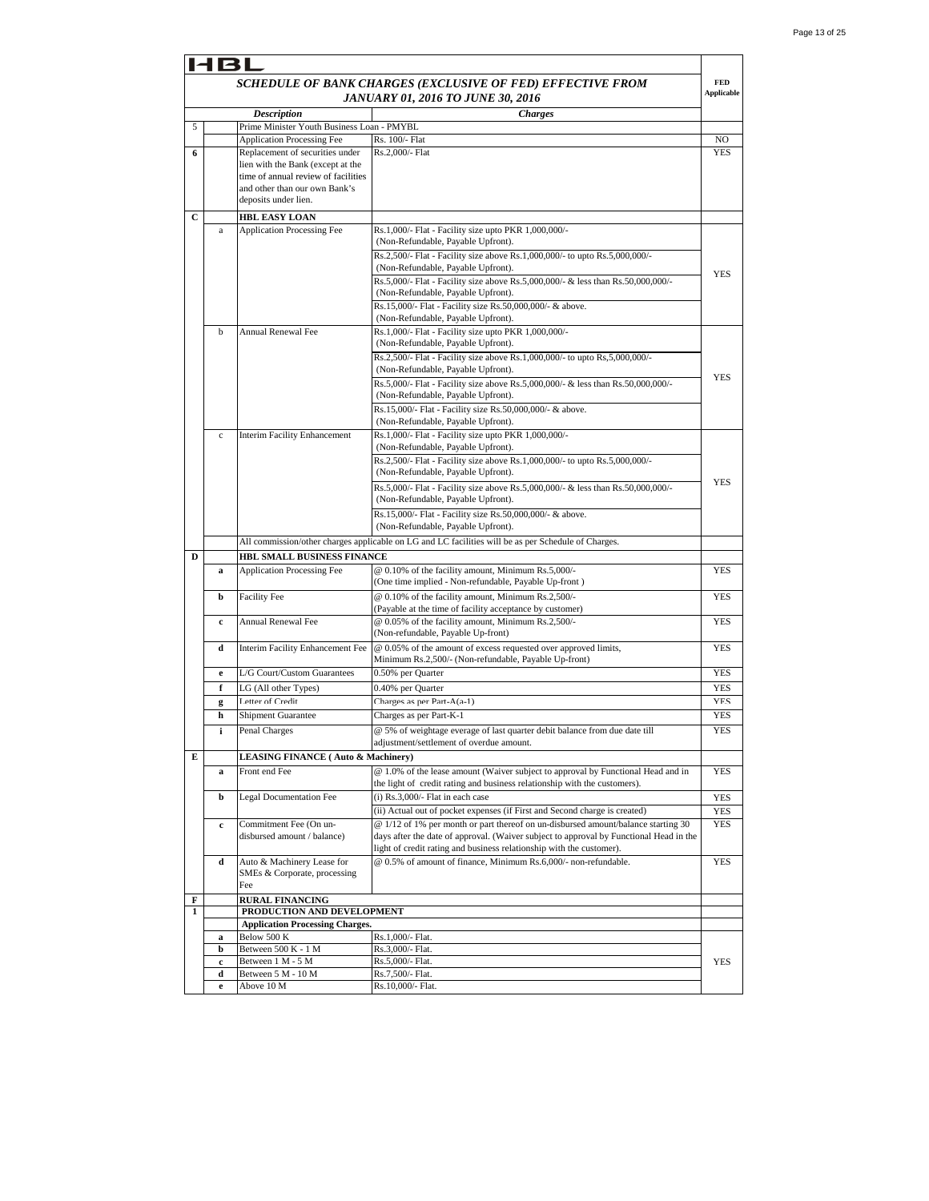HBL

| | | *SCHEDULE OF BANK CHARGES (EXCLUSIVE OF FED) EFFECTIVE FROM JANUARY 01, 2016 TO JUNE 30, 2016* | | FED Applicable |
|---|---|---|---|---|
| | | ***Description*** | ***Charges*** | |
| 5 | | Prime Minister Youth Business Loan - PMYBL | | |
| | | Application Processing Fee | Rs. 100/- Flat | NO |
| **6** | | Replacement of securities under lien with the Bank (except at the time of annual review of facilities and other than our own Bank's deposits under lien. | Rs.2,000/- Flat | YES |
| **C** | | **HBL EASY LOAN** | | |
| | a | Application Processing Fee | Rs.1,000/- Flat - Facility size upto PKR 1,000,000/- (Non-Refundable, Payable Upfront). | YES |
| | | | Rs.2,500/- Flat - Facility size above Rs.1,000,000/- to upto Rs.5,000,000/- (Non-Refundable, Payable Upfront). | |
| | | | Rs.5,000/- Flat - Facility size above Rs.5,000,000/- & less than Rs.50,000,000/- (Non-Refundable, Payable Upfront). | |
| | | | Rs.15,000/- Flat - Facility size Rs.50,000,000/- & above. (Non-Refundable, Payable Upfront). | |
| | b | Annual Renewal Fee | Rs.1,000/- Flat - Facility size upto PKR 1,000,000/- (Non-Refundable, Payable Upfront). | YES |
| | | | Rs.2,500/- Flat - Facility size above Rs.1,000,000/- to upto Rs,5,000,000/- (Non-Refundable, Payable Upfront). | |
| | | | Rs.5,000/- Flat - Facility size above Rs.5,000,000/- & less than Rs.50,000,000/- (Non-Refundable, Payable Upfront). | |
| | | | Rs.15,000/- Flat - Facility size Rs.50,000,000/- & above. (Non-Refundable, Payable Upfront). | |
| | c | Interim Facility Enhancement | Rs.1,000/- Flat - Facility size upto PKR 1,000,000/- (Non-Refundable, Payable Upfront). | YES |
| | | | Rs.2,500/- Flat - Facility size above Rs.1,000,000/- to upto Rs.5,000,000/- (Non-Refundable, Payable Upfront). | |
| | | | Rs.5,000/- Flat - Facility size above Rs.5,000,000/- & less than Rs.50,000,000/- (Non-Refundable, Payable Upfront). | |
| | | | Rs.15,000/- Flat - Facility size Rs.50,000,000/- & above. (Non-Refundable, Payable Upfront). | |
| | | All commission/other charges applicable on LG and LC facilities will be as per Schedule of Charges. | | |
| **D** | | **HBL SMALL BUSINESS FINANCE** | | |
| | **a** | Application Processing Fee | @ 0.10% of the facility amount, Minimum Rs.5,000/- (One time implied - Non-refundable, Payable Up-front ) | YES |
| | **b** | Facility Fee | @ 0.10% of the facility amount, Minimum Rs.2,500/- (Payable at the time of facility acceptance by customer) | YES |
| | **c** | Annual Renewal Fee | @ 0.05% of the facility amount, Minimum Rs.2,500/- (Non-refundable, Payable Up-front) | YES |
| | **d** | Interim Facility Enhancement Fee | @ 0.05% of the amount of excess requested over approved limits, Minimum Rs.2,500/- (Non-refundable, Payable Up-front) | YES |
| | **e** | L/G Court/Custom Guarantees | 0.50% per Quarter | YES |
| | **f** | LG (All other Types) | 0.40% per Quarter | YES |
| | **g** | Letter of Credit | Charges as per Part-A(a-1) | YES |
| | **h** | Shipment Guarantee | Charges as per Part-K-1 | YES |
| | **i** | Penal Charges | @ 5% of weightage everage of last quarter debit balance from due date till adjustment/settlement of overdue amount. | YES |
| **E** | | **LEASING FINANCE ( Auto & Machinery)** | | |
| | **a** | Front end Fee | @ 1.0% of the lease amount (Waiver subject to approval by Functional Head and in the light of credit rating and business relationship with the customers). | YES |
| | **b** | Legal Documentation Fee | (i) Rs.3,000/- Flat in each case | YES |
| | | | (ii) Actual out of pocket expenses (if First and Second charge is created) | YES |
| | **c** | Commitment Fee (On un-disbursed amount / balance) | @ 1/12 of 1% per month or part thereof on un-disbursed amount/balance starting 30 days after the date of approval. (Waiver subject to approval by Functional Head in the light of credit rating and business relationship with the customer). | YES |
| | **d** | Auto & Machinery Lease for SMEs & Corporate, processing Fee | @ 0.5% of amount of finance, Minimum Rs.6,000/- non-refundable. | YES |
| **F** | | **RURAL FINANCING** | | |
| **1** | | **PRODUCTION AND DEVELOPMENT** | | |
| | | **Application Processing Charges.** | | |
| | **a** | Below 500 K | Rs.1,000/- Flat. | YES |
| | **b** | Between 500 K - 1 M | Rs.3,000/- Flat. | |
| | **c** | Between 1 M - 5 M | Rs.5,000/- Flat. | |
| | **d** | Between 5 M - 10 M | Rs.7,500/- Flat. | |
| | **e** | Above 10 M | Rs.10,000/- Flat. | |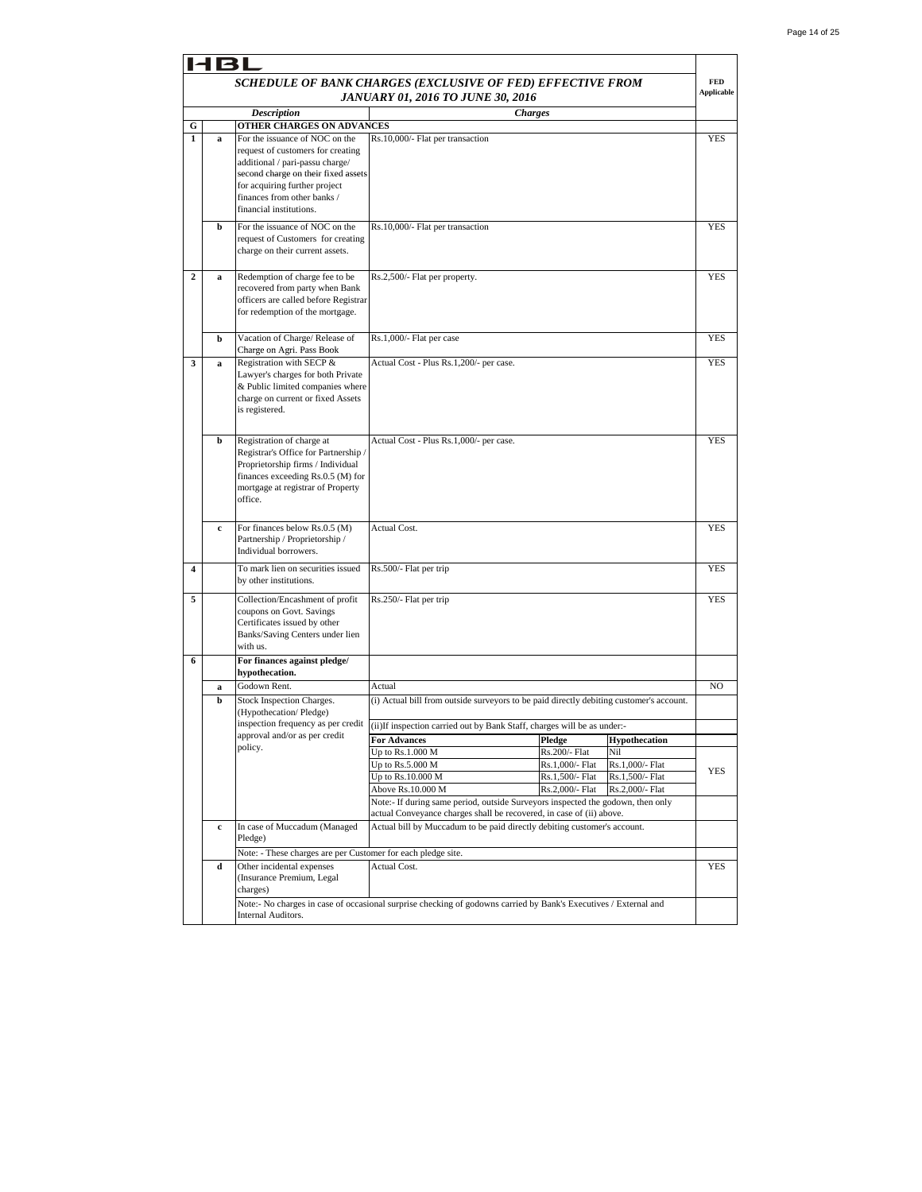HBL

## SCHEDULE OF BANK CHARGES (EXCLUSIVE OF FED) EFFECTIVE FROM JANUARY 01, 2016 TO JUNE 30, 2016

| | | Description | Charges | | | FED Applicable |
|---|---|---|---|---|---|---|
| **G** | | **OTHER CHARGES ON ADVANCES** | | | | |
| **1** | **a** | For the issuance of NOC on the request of customers for creating additional / pari-passu charge/ second charge on their fixed assets for acquiring further project finances from other banks / financial institutions. | Rs.10,000/- Flat per transaction | | | YES |
| | **b** | For the issuance of NOC on the request of Customers for creating charge on their current assets. | Rs.10,000/- Flat per transaction | | | YES |
| **2** | **a** | Redemption of charge fee to be recovered from party when Bank officers are called before Registrar for redemption of the mortgage. | Rs.2,500/- Flat per property. | | | YES |
| | **b** | Vacation of Charge/ Release of Charge on Agri. Pass Book | Rs.1,000/- Flat per case | | | YES |
| **3** | **a** | Registration with SECP & Lawyer's charges for both Private & Public limited companies where charge on current or fixed Assets is registered. | Actual Cost - Plus Rs.1,200/- per case. | | | YES |
| | **b** | Registration of charge at Registrar's Office for Partnership / Proprietorship firms / Individual finances exceeding Rs.0.5 (M) for mortgage at registrar of Property office. | Actual Cost - Plus Rs.1,000/- per case. | | | YES |
| | **c** | For finances below Rs.0.5 (M) Partnership / Proprietorship / Individual borrowers. | Actual Cost. | | | YES |
| **4** | | To mark lien on securities issued by other institutions. | Rs.500/- Flat per trip | | | YES |
| **5** | | Collection/Encashment of profit coupons on Govt. Savings Certificates issued by other Banks/Saving Centers under lien with us. | Rs.250/- Flat per trip | | | YES |
| **6** | | **For finances against pledge/ hypothecation.** | | | | |
| | **a** | Godown Rent. | Actual | | | NO |
| | **b** | Stock Inspection Charges. (Hypothecation/ Pledge) inspection frequency as per credit approval and/or as per credit policy. | (i) Actual bill from outside surveyors to be paid directly debiting customer's account. | | | |
| | | | (ii)If inspection carried out by Bank Staff, charges will be as under:- | | | |
| | | | **For Advances** | **Pledge** | **Hypothecation** | |
| | | | Up to Rs.1.000 M | Rs.200/- Flat | Nil | YES |
| | | | Up to Rs.5.000 M | Rs.1,000/- Flat | Rs.1,000/- Flat | YES |
| | | | Up to Rs.10.000 M | Rs.1,500/- Flat | Rs.1,500/- Flat | YES |
| | | | Above Rs.10.000 M | Rs.2,000/- Flat | Rs.2,000/- Flat | YES |
| | | | Note:- If during same period, outside Surveyors inspected the godown, then only actual Conveyance charges shall be recovered, in case of (ii) above. | | | |
| | **c** | In case of Muccadum (Managed Pledge) | Actual bill by Muccadum to be paid directly debiting customer's account. | | | |
| | | Note: - These charges are per Customer for each pledge site. | | | | |
| | **d** | Other incidental expenses (Insurance Premium, Legal charges) | Actual Cost. | | | YES |
| | | Note:- No charges in case of occasional surprise checking of godowns carried by Bank's Executives / External and Internal Auditors. | | | | |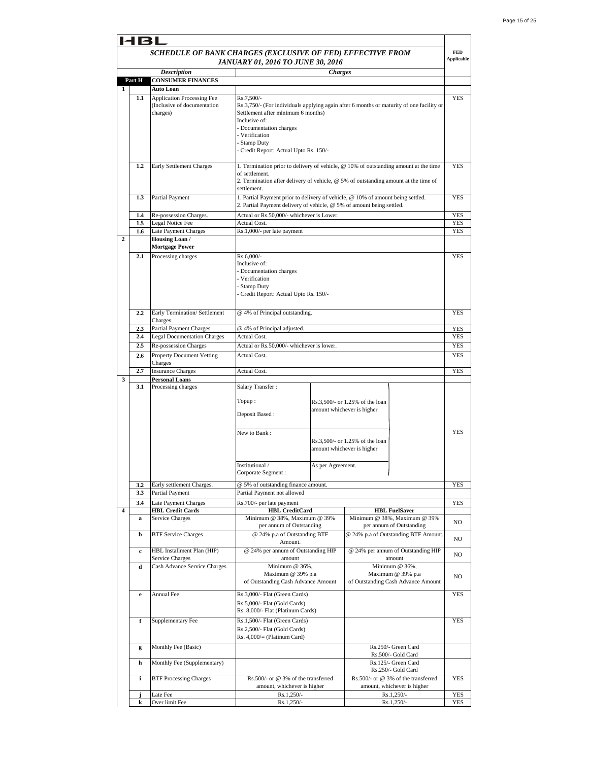# HBL

## SCHEDULE OF BANK CHARGES (EXCLUSIVE OF FED) EFFECTIVE FROM JANUARY 01, 2016 TO JUNE 30, 2016

| | | Description | Charges | | FED Applicable |
|---|---|---|---|---|---|
| **Part H** | | **CONSUMER FINANCES** | | | |
| **1** | | **Auto Loan** | | | |
| | **1.1** | Application Processing Fee (Inclusive of documentation charges) | Rs.7,500/-<br>Rs.3,750/- (For individuals applying again after 6 months or maturity of one facility or Settlement after minimum 6 months)<br>Inclusive of:<br>- Documentation charges<br>- Verification<br>- Stamp Duty<br>- Credit Report: Actual Upto Rs. 150/- | | YES |
| | **1.2** | Early Settlement Charges | 1. Termination prior to delivery of vehicle, @ 10% of outstanding amount at the time of settlement.<br>2. Termination after delivery of vehicle, @ 5% of outstanding amount at the time of settlement. | | YES |
| | **1.3** | Partial Payment | 1. Partial Payment prior to delivery of vehicle, @ 10% of amount being settled.<br>2. Partial Payment delivery of vehicle, @ 5% of amount being settled. | | YES |
| | **1.4** | Re-possession Charges. | Actual or Rs.50,000/- whichever is Lower. | | YES |
| | **1.5** | Legal Notice Fee | Actual Cost. | | YES |
| | **1.6** | Late Payment Charges | Rs.1,000/- per late payment | | YES |
| **2** | | **Housing Loan / Mortgage Power** | | | |
| | **2.1** | Processing charges | Rs.6,000/-<br>Inclusive of:<br>- Documentation charges<br>- Verification<br>- Stamp Duty<br>- Credit Report: Actual Upto Rs. 150/- | | YES |
| | **2.2** | Early Termination/ Settlement Charges. | @ 4% of Principal outstanding. | | YES |
| | **2.3** | Partial Payment Charges | @ 4% of Principal adjusted. | | YES |
| | **2.4** | Legal Documentation Charges | Actual Cost. | | YES |
| | **2.5** | Re-possession Charges | Actual or Rs.50,000/- whichever is lower. | | YES |
| | **2.6** | Property Document Vetting Charges | Actual Cost. | | YES |
| | **2.7** | Insurance Charges | Actual Cost. | | YES |
| **3** | | **Personal Loans** | | | |
| | **3.1** | Processing charges | Salary Transfer :<br>Topup :<br>Deposit Based : | Rs.3,500/- or 1.25% of the loan amount whichever is higher | YES |
| | | | New to Bank : | Rs.3,500/- or 1.25% of the loan amount whichever is higher | |
| | | | Institutional / Corporate Segment : | As per Agreement. | |
| | **3.2** | Early settlement Charges. | @ 5% of outstanding finance amount. | | YES |
| | **3.3** | Partial Payment | Partial Payment not allowed | | |
| | **3.4** | Late Payment Charges | Rs.700/- per late payment | | YES |
| **4** | | **HBL Credit Cards** | **HBL CreditCard** | **HBL FuelSaver** | |
| | **a** | Service Charges | Minimum @ 38%, Maximum @ 39% per annum of Outstanding | Minimum @ 38%, Maximum @ 39% per annum of Outstanding | NO |
| | **b** | BTF Service Charges | @ 24% p.a of Outstanding BTF Amount. | @ 24% p.a of Outstanding BTF Amount. | NO |
| | **c** | HBL Installment Plan (HIP) Service Charges | @ 24% per annum of Outstanding HIP amount | @ 24% per annum of Outstanding HIP amount | NO |
| | **d** | Cash Advance Service Charges | Minimum @ 36%, Maximum @ 39% p.a of Outstanding Cash Advance Amount | Minimum @ 36%, Maximum @ 39% p.a of Outstanding Cash Advance Amount | NO |
| | **e** | Annual Fee | Rs.3,000/- Flat (Green Cards)<br>Rs.5,000/- Flat (Gold Cards)<br>Rs. 8,000/- Flat (Platinum Cards) | | YES |
| | **f** | Supplementary Fee | Rs.1,500/- Flat (Green Cards)<br>Rs.2,500/- Flat (Gold Cards)<br>Rs. 4,000/= (Platinum Card) | | YES |
| | **g** | Monthly Fee (Basic) | | Rs.250/- Green Card<br>Rs.500/- Gold Card | |
| | **h** | Monthly Fee (Supplementary) | | Rs.125/- Green Card<br>Rs.250/- Gold Card | |
| | **i** | BTF Processing Charges | Rs.500/- or @ 3% of the transferred amount, whichever is higher | Rs.500/- or @ 3% of the transferred amount, whichever is higher | YES |
| | **j** | Late Fee | Rs.1,250/- | Rs.1,250/- | YES |
| | **k** | Over limit Fee | Rs.1,250/- | Rs.1,250/- | YES |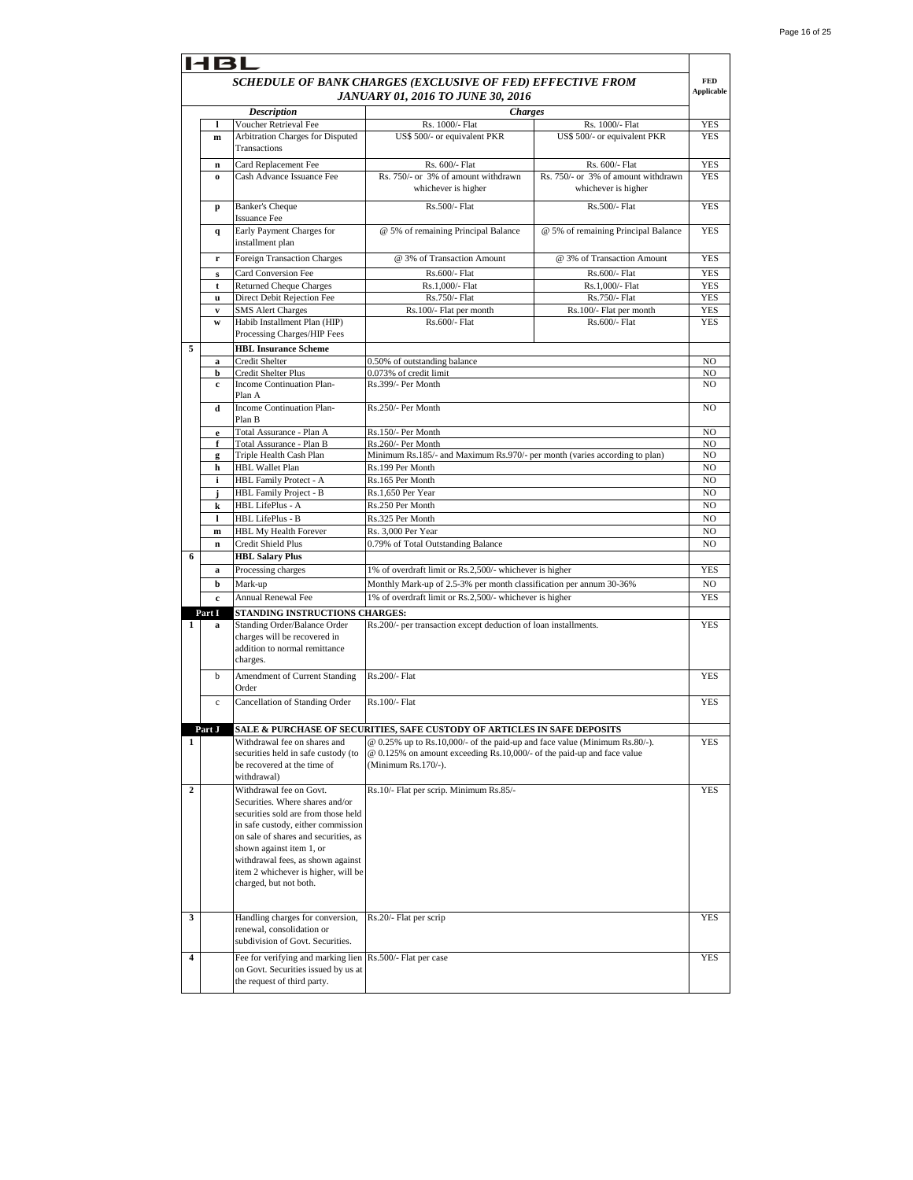HBL

## SCHEDULE OF BANK CHARGES (EXCLUSIVE OF FED) EFFECTIVE FROM JANUARY 01, 2016 TO JUNE 30, 2016

| | | Description | Charges | | FED Applicable |
|---|---|---|---|---|---|
| | l | Voucher Retrieval Fee | Rs. 1000/- Flat | Rs. 1000/- Flat | YES |
| | m | Arbitration Charges for Disputed Transactions | US$ 500/- or equivalent PKR | US$ 500/- or equivalent PKR | YES |
| | n | Card Replacement Fee | Rs. 600/- Flat | Rs. 600/- Flat | YES |
| | o | Cash Advance Issuance Fee | Rs. 750/- or 3% of amount withdrawn whichever is higher | Rs. 750/- or 3% of amount withdrawn whichever is higher | YES |
| | p | Banker's Cheque Issuance Fee | Rs.500/- Flat | Rs.500/- Flat | YES |
| | q | Early Payment Charges for installment plan | @ 5% of remaining Principal Balance | @ 5% of remaining Principal Balance | YES |
| | r | Foreign Transaction Charges | @ 3% of Transaction Amount | @ 3% of Transaction Amount | YES |
| | s | Card Conversion Fee | Rs.600/- Flat | Rs.600/- Flat | YES |
| | t | Returned Cheque Charges | Rs.1,000/- Flat | Rs.1,000/- Flat | YES |
| | u | Direct Debit Rejection Fee | Rs.750/- Flat | Rs.750/- Flat | YES |
| | v | SMS Alert Charges | Rs.100/- Flat per month | Rs.100/- Flat per month | YES |
| | w | Habib Installment Plan (HIP) Processing Charges/HIP Fees | Rs.600/- Flat | Rs.600/- Flat | YES |
| 5 | | **HBL Insurance Scheme** | | | |
| | a | Credit Shelter | 0.50% of outstanding balance | | NO |
| | b | Credit Shelter Plus | 0.073% of credit limit | | NO |
| | c | Income Continuation Plan- Plan A | Rs.399/- Per Month | | NO |
| | d | Income Continuation Plan- Plan B | Rs.250/- Per Month | | NO |
| | e | Total Assurance - Plan A | Rs.150/- Per Month | | NO |
| | f | Total Assurance - Plan B | Rs.260/- Per Month | | NO |
| | g | Triple Health Cash Plan | Minimum Rs.185/- and Maximum Rs.970/- per month (varies according to plan) | | NO |
| | h | HBL Wallet Plan | Rs.199 Per Month | | NO |
| | i | HBL Family Protect - A | Rs.165 Per Month | | NO |
| | j | HBL Family Project - B | Rs.1,650 Per Year | | NO |
| | k | HBL LifePlus - A | Rs.250 Per Month | | NO |
| | l | HBL LifePlus - B | Rs.325 Per Month | | NO |
| | m | HBL My Health Forever | Rs. 3,000 Per Year | | NO |
| | n | Credit Shield Plus | 0.79% of Total Outstanding Balance | | NO |
| 6 | | **HBL Salary Plus** | | | |
| | a | Processing charges | 1% of overdraft limit or Rs.2,500/- whichever is higher | | YES |
| | b | Mark-up | Monthly Mark-up of 2.5-3% per month classification per annum 30-36% | | NO |
| | c | Annual Renewal Fee | 1% of overdraft limit or Rs.2,500/- whichever is higher | | YES |
| **Part I** | | **STANDING INSTRUCTIONS CHARGES:** | | | |
| 1 | a | Standing Order/Balance Order charges will be recovered in addition to normal remittance charges. | Rs.200/- per transaction except deduction of loan installments. | | YES |
| | b | Amendment of Current Standing Order | Rs.200/- Flat | | YES |
| | c | Cancellation of Standing Order | Rs.100/- Flat | | YES |
| **Part J** | | **SALE & PURCHASE OF SECURITIES, SAFE CUSTODY OF ARTICLES IN SAFE DEPOSITS** | | | |
| 1 | | Withdrawal fee on shares and securities held in safe custody (to be recovered at the time of withdrawal) | @ 0.25% up to Rs.10,000/- of the paid-up and face value (Minimum Rs.80/-). @ 0.125% on amount exceeding Rs.10,000/- of the paid-up and face value (Minimum Rs.170/-). | | YES |
| 2 | | Withdrawal fee on Govt. Securities. Where shares and/or securities sold are from those held in safe custody, either commission on sale of shares and securities, as shown against item 1, or withdrawal fees, as shown against item 2 whichever is higher, will be charged, but not both. | Rs.10/- Flat per scrip. Minimum Rs.85/- | | YES |
| 3 | | Handling charges for conversion, renewal, consolidation or subdivision of Govt. Securities. | Rs.20/- Flat per scrip | | YES |
| 4 | | Fee for verifying and marking lien on Govt. Securities issued by us at the request of third party. | Rs.500/- Flat per case | | YES |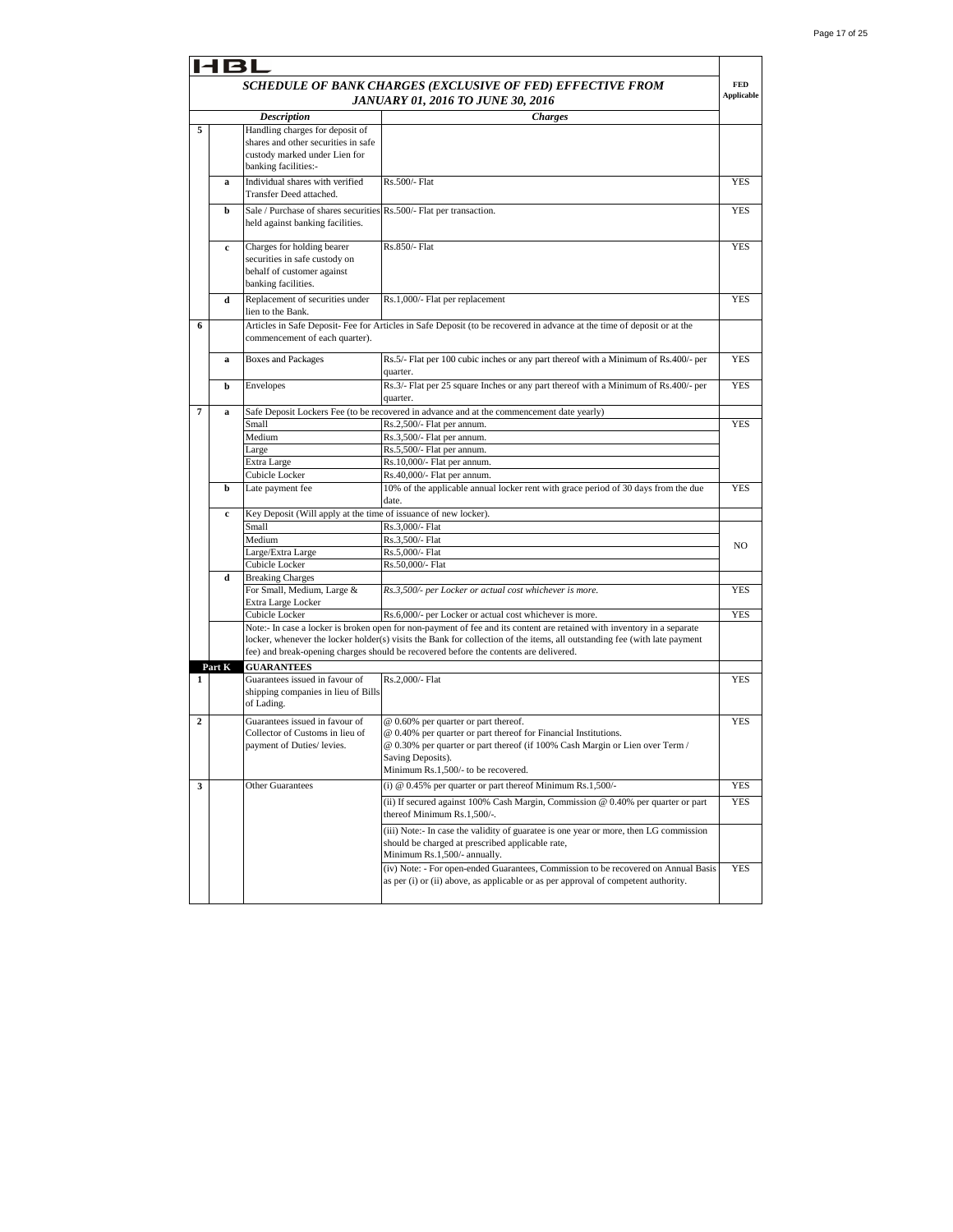HBL

| | | *SCHEDULE OF BANK CHARGES (EXCLUSIVE OF FED) EFFECTIVE FROM JANUARY 01, 2016 TO JUNE 30, 2016* | | FED Applicable |
|---|---|---|---|---|
| | | ***Description*** | ***Charges*** | |
| **5** | | Handling charges for deposit of shares and other securities in safe custody marked under Lien for banking facilities:- | | |
| | **a** | Individual shares with verified Transfer Deed attached. | Rs.500/- Flat | YES |
| | **b** | Sale / Purchase of shares securities held against banking facilities. | Rs.500/- Flat per transaction. | YES |
| | **c** | Charges for holding bearer securities in safe custody on behalf of customer against banking facilities. | Rs.850/- Flat | YES |
| | **d** | Replacement of securities under lien to the Bank. | Rs.1,000/- Flat per replacement | YES |
| **6** | | Articles in Safe Deposit- Fee for Articles in Safe Deposit (to be recovered in advance at the time of deposit or at the commencement of each quarter). | | |
| | **a** | Boxes and Packages | Rs.5/- Flat per 100 cubic inches or any part thereof with a Minimum of Rs.400/- per quarter. | YES |
| | **b** | Envelopes | Rs.3/- Flat per 25 square Inches or any part thereof with a Minimum of Rs.400/- per quarter. | YES |
| **7** | **a** | Safe Deposit Lockers Fee (to be recovered in advance and at the commencement date yearly) | | |
| | | Small | Rs.2,500/- Flat per annum. | YES |
| | | Medium | Rs.3,500/- Flat per annum. | |
| | | Large | Rs.5,500/- Flat per annum. | |
| | | Extra Large | Rs.10,000/- Flat per annum. | |
| | | Cubicle Locker | Rs.40,000/- Flat per annum. | |
| | **b** | Late payment fee | 10% of the applicable annual locker rent with grace period of 30 days from the due date. | YES |
| | **c** | Key Deposit (Will apply at the time of issuance of new locker). | | |
| | | Small | Rs.3,000/- Flat | NO |
| | | Medium | Rs.3,500/- Flat | |
| | | Large/Extra Large | Rs.5,000/- Flat | |
| | | Cubicle Locker | Rs.50,000/- Flat | |
| | **d** | Breaking Charges | | |
| | | For Small, Medium, Large & Extra Large Locker | *Rs.3,500/- per Locker or actual cost whichever is more.* | YES |
| | | Cubicle Locker | Rs.6,000/- per Locker or actual cost whichever is more. | YES |
| | | Note:- In case a locker is broken open for non-payment of fee and its content are retained with inventory in a separate locker, whenever the locker holder(s) visits the Bank for collection of the items, all outstanding fee (with late payment fee) and break-opening charges should be recovered before the contents are delivered. | | |
| **Part K** | | **GUARANTEES** | | |
| **1** | | Guarantees issued in favour of shipping companies in lieu of Bills of Lading. | Rs.2,000/- Flat | YES |
| **2** | | Guarantees issued in favour of Collector of Customs in lieu of payment of Duties/ levies. | @ 0.60% per quarter or part thereof.<br>@ 0.40% per quarter or part thereof for Financial Institutions.<br>@ 0.30% per quarter or part thereof (if 100% Cash Margin or Lien over Term / Saving Deposits).<br>Minimum Rs.1,500/- to be recovered. | YES |
| **3** | | Other Guarantees | (i) @ 0.45% per quarter or part thereof Minimum Rs.1,500/- | YES |
| | | | (ii) If secured against 100% Cash Margin, Commission @ 0.40% per quarter or part thereof Minimum Rs.1,500/-. | YES |
| | | | (iii) Note:- In case the validity of guaratee is one year or more, then LG commission should be charged at prescribed applicable rate, Minimum Rs.1,500/- annually. | |
| | | | (iv) Note: - For open-ended Guarantees, Commission to be recovered on Annual Basis as per (i) or (ii) above, as applicable or as per approval of competent authority. | YES |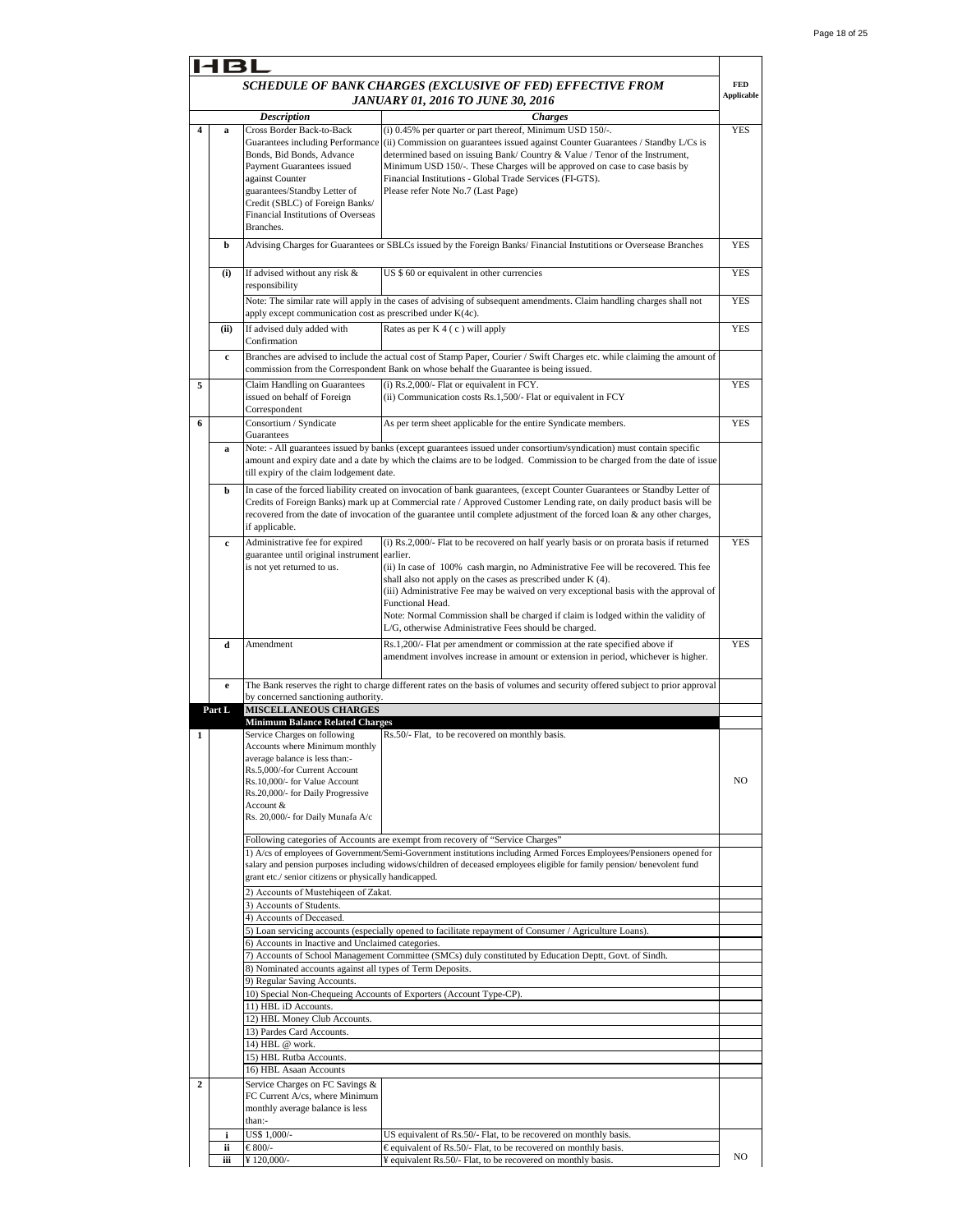HBL

## SCHEDULE OF BANK CHARGES (EXCLUSIVE OF FED) EFFECTIVE FROM JANUARY 01, 2016 TO JUNE 30, 2016

| | | Description | Charges | FED Applicable |
|---|---|---|---|---|
| 4 | a | Cross Border Back-to-Back Guarantees including Performance Bonds, Bid Bonds, Advance Payment Guarantees issued against Counter guarantees/Standby Letter of Credit (SBLC) of Foreign Banks/ Financial Institutions of Overseas Branches. | (i) 0.45% per quarter or part thereof, Minimum USD 150/-.<br>(ii) Commission on guarantees issued against Counter Guarantees / Standby L/Cs is determined based on issuing Bank/ Country & Value / Tenor of the Instrument, Minimum USD 150/-. These Charges will be approved on case to case basis by Financial Institutions - Global Trade Services (FI-GTS).<br>Please refer Note No.7 (Last Page) | YES |
| | b | Advising Charges for Guarantees or SBLCs issued by the Foreign Banks/ Financial Instutitions or Oversease Branches | | YES |
| | (i) | If advised without any risk & responsibility | US $ 60 or equivalent in other currencies | YES |
| | | Note: The similar rate will apply in the cases of advising of subsequent amendments. Claim handling charges shall not apply except communication cost as prescribed under K(4c). | | YES |
| | (ii) | If advised duly added with Confirmation | Rates as per K 4 ( c ) will apply | YES |
| | c | Branches are advised to include the actual cost of Stamp Paper, Courier / Swift Charges etc. while claiming the amount of commission from the Correspondent Bank on whose behalf the Guarantee is being issued. | | |
| 5 | | Claim Handling on Guarantees issued on behalf of Foreign Correspondent | (i) Rs.2,000/- Flat or equivalent in FCY.<br>(ii) Communication costs Rs.1,500/- Flat or equivalent in FCY | YES |
| 6 | | Consortium / Syndicate Guarantees | As per term sheet applicable for the entire Syndicate members. | YES |
| | a | Note: - All guarantees issued by banks (except guarantees issued under consortium/syndication) must contain specific amount and expiry date and a date by which the claims are to be lodged. Commission to be charged from the date of issue till expiry of the claim lodgement date. | | |
| | b | In case of the forced liability created on invocation of bank guarantees, (except Counter Guarantees or Standby Letter of Credits of Foreign Banks) mark up at Commercial rate / Approved Customer Lending rate, on daily product basis will be recovered from the date of invocation of the guarantee until complete adjustment of the forced loan & any other charges, if applicable. | | |
| | c | Administrative fee for expired guarantee until original instrument is not yet returned to us. | (i) Rs.2,000/- Flat to be recovered on half yearly basis or on prorata basis if returned earlier.<br>(ii) In case of 100% cash margin, no Administrative Fee will be recovered. This fee shall also not apply on the cases as prescribed under K (4).<br>(iii) Administrative Fee may be waived on very exceptional basis with the approval of Functional Head.<br>Note: Normal Commission shall be charged if claim is lodged within the validity of L/G, otherwise Administrative Fees should be charged. | YES |
| | d | Amendment | Rs.1,200/- Flat per amendment or commission at the rate specified above if amendment involves increase in amount or extension in period, whichever is higher. | YES |
| | e | The Bank reserves the right to charge different rates on the basis of volumes and security offered subject to prior approval by concerned sanctioning authority. | | |
| Part L | | **MISCELLANEOUS CHARGES** | | |
| | | **Minimum Balance Related Charges** | | |
| 1 | | Service Charges on following Accounts where Minimum monthly average balance is less than:-<br>Rs.5,000/-for Current Account<br>Rs.10,000/- for Value Account<br>Rs.20,000/- for Daily Progressive Account &<br>Rs. 20,000/- for Daily Munafa A/c | Rs.50/- Flat, to be recovered on monthly basis. | NO |
| | | Following categories of Accounts are exempt from recovery of "Service Charges" | | |
| | | 1) A/cs of employees of Government/Semi-Government institutions including Armed Forces Employees/Pensioners opened for salary and pension purposes including widows/children of deceased employees eligible for family pension/ benevolent fund grant etc./ senior citizens or physically handicapped. | | |
| | | 2) Accounts of Mustehiqeen of Zakat. | | |
| | | 3) Accounts of Students. | | |
| | | 4) Accounts of Deceased. | | |
| | | 5) Loan servicing accounts (especially opened to facilitate repayment of Consumer / Agriculture Loans). | | |
| | | 6) Accounts in Inactive and Unclaimed categories. | | |
| | | 7) Accounts of School Management Committee (SMCs) duly constituted by Education Deptt, Govt. of Sindh. | | |
| | | 8) Nominated accounts against all types of Term Deposits. | | |
| | | 9) Regular Saving Accounts. | | |
| | | 10) Special Non-Chequeing Accounts of Exporters (Account Type-CP). | | |
| | | 11) HBL iD Accounts. | | |
| | | 12) HBL Money Club Accounts. | | |
| | | 13) Pardes Card Accounts. | | |
| | | 14) HBL @ work. | | |
| | | 15) HBL Rutba Accounts. | | |
| | | 16) HBL Asaan Accounts | | |
| 2 | | Service Charges on FC Savings & FC Current A/cs, where Minimum monthly average balance is less than:- | | |
| | i | US$ 1,000/- | US equivalent of Rs.50/- Flat, to be recovered on monthly basis. | NO |
| | ii | € 800/- | € equivalent of Rs.50/- Flat, to be recovered on monthly basis. | NO |
| | iii | ¥ 120,000/- | ¥ equivalent Rs.50/- Flat, to be recovered on monthly basis. | NO |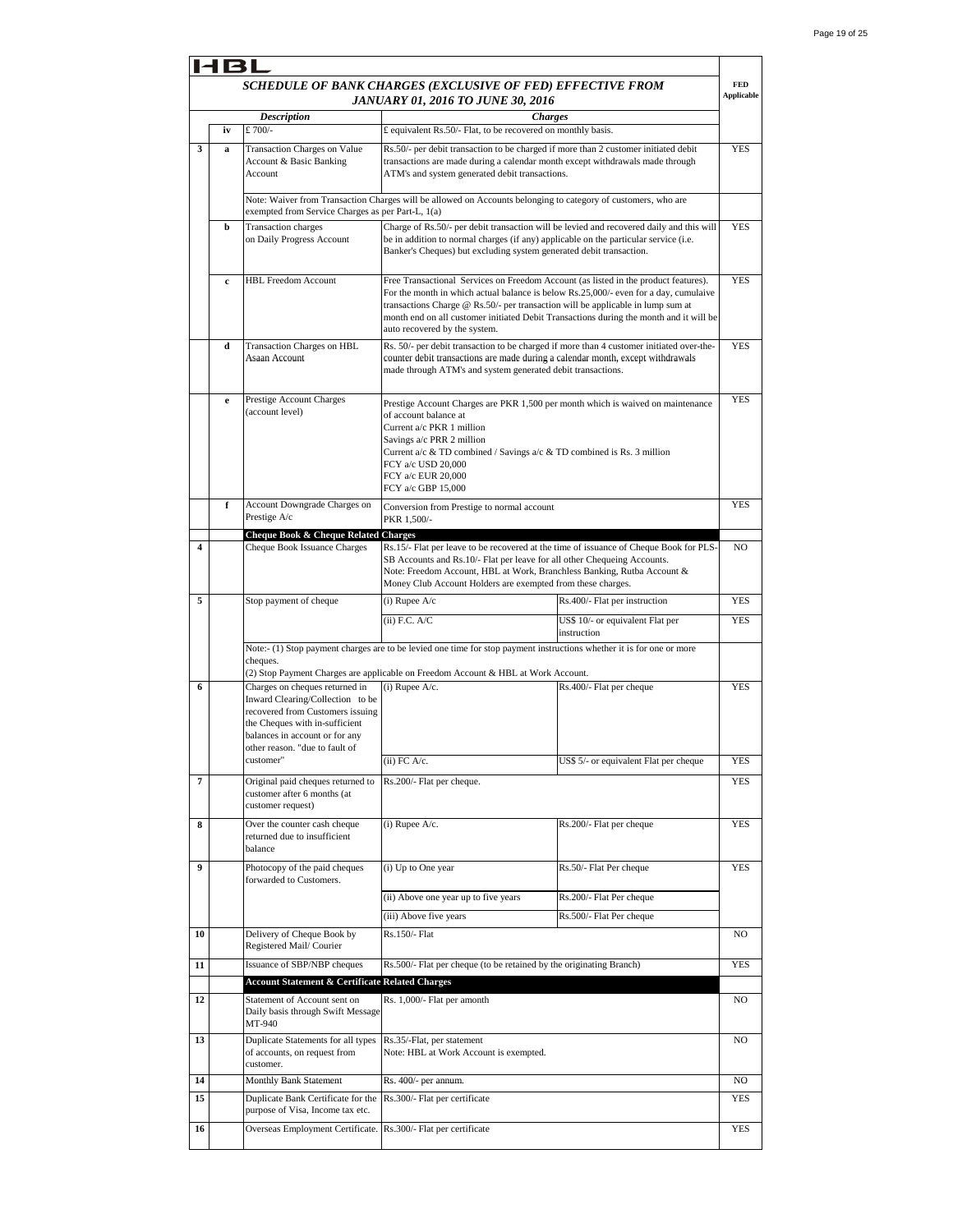HBL

**SCHEDULE OF BANK CHARGES (EXCLUSIVE OF FED) EFFECTIVE FROM JANUARY 01, 2016 TO JUNE 30, 2016**

| | | Description | Charges | | FED Applicable |
|---|---|---|---|---|---|
| | iv | £ 700/- | £ equivalent Rs.50/- Flat, to be recovered on monthly basis. | | |
| 3 | a | Transaction Charges on Value Account & Basic Banking Account | Rs.50/- per debit transaction to be charged if more than 2 customer initiated debit transactions are made during a calendar month except withdrawals made through ATM's and system generated debit transactions. | | YES |
| | | Note: Waiver from Transaction Charges will be allowed on Accounts belonging to category of customers, who are exempted from Service Charges as per Part-L, 1(a) | | | |
| | b | Transaction charges on Daily Progress Account | Charge of Rs.50/- per debit transaction will be levied and recovered daily and this will be in addition to normal charges (if any) applicable on the particular service (i.e. Banker's Cheques) but excluding system generated debit transaction. | | YES |
| | c | HBL Freedom Account | Free Transactional Services on Freedom Account (as listed in the product features). For the month in which actual balance is below Rs.25,000/- even for a day, cumulaive transactions Charge @ Rs.50/- per transaction will be applicable in lump sum at month end on all customer initiated Debit Transactions during the month and it will be auto recovered by the system. | | YES |
| | d | Transaction Charges on HBL Asaan Account | Rs. 50/- per debit transaction to be charged if more than 4 customer initiated over-the-counter debit transactions are made during a calendar month, except withdrawals made through ATM's and system generated debit transactions. | | YES |
| | e | Prestige Account Charges (account level) | Prestige Account Charges are PKR 1,500 per month which is waived on maintenance of account balance at<br>Current a/c PKR 1 million<br>Savings a/c PRR 2 million<br>Current a/c & TD combined / Savings a/c & TD combined is Rs. 3 million<br>FCY a/c USD 20,000<br>FCY a/c EUR 20,000<br>FCY a/c GBP 15,000 | | YES |
| | f | Account Downgrade Charges on Prestige A/c | Conversion from Prestige to normal account<br>PKR 1,500/- | | YES |
| | | **Cheque Book & Cheque Related Charges** | | | |
| 4 | | Cheque Book Issuance Charges | Rs.15/- Flat per leave to be recovered at the time of issuance of Cheque Book for PLS-SB Accounts and Rs.10/- Flat per leave for all other Chequeing Accounts.<br>Note: Freedom Account, HBL at Work, Branchless Banking, Rutba Account & Money Club Account Holders are exempted from these charges. | | NO |
| 5 | | Stop payment of cheque | (i) Rupee A/c | Rs.400/- Flat per instruction | YES |
| | | | (ii) F.C. A/C | US$ 10/- or equivalent Flat per instruction | YES |
| | | Note:- (1) Stop payment charges are to be levied one time for stop payment instructions whether it is for one or more cheques.<br>(2) Stop Payment Charges are applicable on Freedom Account & HBL at Work Account. | | | |
| 6 | | Charges on cheques returned in Inward Clearing/Collection to be recovered from Customers issuing the Cheques with in-sufficient balances in account or for any other reason. "due to fault of customer" | (i) Rupee A/c. | Rs.400/- Flat per cheque | YES |
| | | | (ii) FC A/c. | US$ 5/- or equivalent Flat per cheque | YES |
| 7 | | Original paid cheques returned to customer after 6 months (at customer request) | Rs.200/- Flat per cheque. | | YES |
| 8 | | Over the counter cash cheque returned due to insufficient balance | (i) Rupee A/c. | Rs.200/- Flat per cheque | YES |
| 9 | | Photocopy of the paid cheques forwarded to Customers. | (i) Up to One year | Rs.50/- Flat Per cheque | YES |
| | | | (ii) Above one year up to five years | Rs.200/- Flat Per cheque | |
| | | | (iii) Above five years | Rs.500/- Flat Per cheque | |
| 10 | | Delivery of Cheque Book by Registered Mail/ Courier | Rs.150/- Flat | | NO |
| 11 | | Issuance of SBP/NBP cheques | Rs.500/- Flat per cheque (to be retained by the originating Branch) | | YES |
| | | **Account Statement & Certificate Related Charges** | | | |
| 12 | | Statement of Account sent on Daily basis through Swift Message MT-940 | Rs. 1,000/- Flat per amonth | | NO |
| 13 | | Duplicate Statements for all types of accounts, on request from customer. | Rs.35/-Flat, per statement<br>Note: HBL at Work Account is exempted. | | NO |
| 14 | | Monthly Bank Statement | Rs. 400/- per annum. | | NO |
| 15 | | Duplicate Bank Certificate for the purpose of Visa, Income tax etc. | Rs.300/- Flat per certificate | | YES |
| 16 | | Overseas Employment Certificate. | Rs.300/- Flat per certificate | | YES |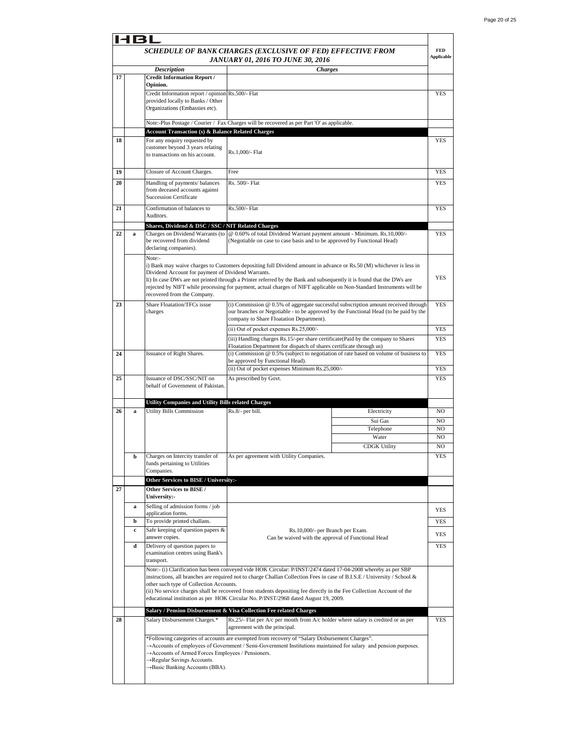HBL

## SCHEDULE OF BANK CHARGES (EXCLUSIVE OF FED) EFFECTIVE FROM JANUARY 01, 2016 TO JUNE 30, 2016

| | | Description | Charges | | FED Applicable |
|---|---|---|---|---|---|
| 17 | | **Credit Information Report / Opinion.** | | | |
| | | Credit Information report / opinion provided locally to Banks / Other Organizations (Embassies etc). | Rs.500/- Flat | | YES |
| | | Note:-Plus Postage / Courier / Fax Charges will be recovered as per Part 'O' as applicable. | | | |
| | | **Account Transaction (s) & Balance Related Charges** | | | |
| 18 | | For any enquiry requested by customer beyond 3 years relating to transactions on his account. | Rs.1,000/- Flat | | YES |
| 19 | | Closure of Account Charges. | Free | | YES |
| 20 | | Handling of payments/ balances from deceased accounts against Succession Certificate | Rs. 500/- Flat | | YES |
| 21 | | Confirmation of balances to Auditors. | Rs.500/- Flat | | YES |
| | | **Shares, Dividend & DSC / SSC / NIT Related Charges** | | | |
| 22 | a | Charges on Dividend Warrants (to be recovered from dividend declaring companies). | @ 0.60% of total Dividend Warrant payment amount - Minimum. Rs.10,000/- (Negotiable on case to case basis and to be approved by Functional Head) | | YES |
| | | Note:- i) Bank may waive charges to Customers depositing full Dividend amount in advance or Rs.50 (M) whichever is less in Dividend Account for payment of Dividend Warrants. Ii) In case DWs are not printed through a Printer referred by the Bank and subsequently it is found that the DWs are rejected by NIFT while processing for payment, actual charges of NIFT applicable on Non-Standard Instruments will be recovered from the Company. | | | YES |
| 23 | | Share Floatation/TFCs issue charges | (i) Commission @ 0.5% of aggregate successful subscription amount received through our branches or Negotiable - to be approved by the Functional Head (to be paid by the company to Share Floatation Department). | | YES |
| | | | (ii) Out of pocket expenses Rs.25,000/- | | YES |
| | | | (iii) Handling charges Rs.15/-per share certificate(Paid by the company to Shares Floatation Department for dispatch of shares certificate through us) | | YES |
| 24 | | Issuance of Right Shares. | (i) Commission @ 0.5% (subject to negotiation of rate based on volume of business to be approved by Functional Head). | | YES |
| | | | (ii) Out of pocket expenses Minimum Rs.25,000/- | | YES |
| 25 | | Issuance of DSC/SSC/NIT on behalf of Government of Pakistan. | As prescribed by Govt. | | YES |
| | | **Utility Companies and Utility Bills related Charges** | | | |
| 26 | a | Utility Bills Commission | Rs.8/- per bill. | Electricity | NO |
| | | | | Sui Gas | NO |
| | | | | Telephone | NO |
| | | | | Water | NO |
| | | | | CDGK Utility | NO |
| | b | Charges on Intercity transfer of funds pertaining to Utilities Companies. | As per agreement with Utility Companies. | | YES |
| | | **Other Services to BISE / University:-** | | | |
| 27 | | **Other Services to BISE / University:-** | | | |
| | a | Selling of admission forms / job application forms. | Rs.10,000/- per Branch per Exam. Can be waived with the approval of Functional Head | | YES |
| | b | To provide printed challans. | | | YES |
| | c | Safe keeping of question papers & answer copies. | | | YES |
| | d | Delivery of question papers to examination centres using Bank's transport. | | | YES |
| | | Note:- (i) Clarification has been conveyed vide HOK Circular: P/INST/2474 dated 17-04-2008 whereby as per SBP instructions, all branches are required not to charge Challan Collection Fees in case of B.I.S.E / University / School & other such type of Collection Accounts. (ii) No service charges shall be recovered from students depositing fee directly in the Fee Collection Account of the educational institution as per HOK Circular No. P/INST/2968 dated August 19, 2009. | | | |
| | | **Salary / Pension Disbursement & Visa Collection Fee related Charges** | | | |
| 28 | | Salary Disbursement Charges.* | Rs.25/- Flat per A/c per month from A/c holder where salary is credited or as per agreement with the principal. | | YES |
| | | *Following categories of accounts are exempted from recovery of "Salary Disbursement Charges". →Accounts of employees of Government / Semi-Government Institutions maintained for salary and pension purposes. →Accounts of Armed Forces Employees / Pensioners. →Regular Savings Accounts. →Basic Banking Accounts (BBA). | | | |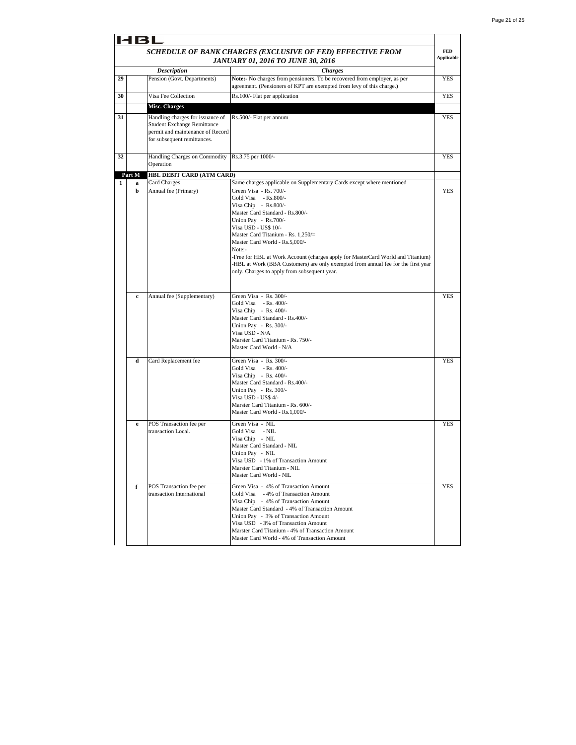HBL

| | | *SCHEDULE OF BANK CHARGES (EXCLUSIVE OF FED) EFFECTIVE FROM JANUARY 01, 2016 TO JUNE 30, 2016* | | FED Applicable |
|---|---|---|---|---|
| | | ***Description*** | ***Charges*** | |
| 29 | | Pension (Govt. Departments) | **Note:-** No charges from pensioners. To be recovered from employer, as per agreement. (Pensioners of KPT are exempted from levy of this charge.) | YES |
| 30 | | Visa Fee Collection | Rs.100/- Flat per application | YES |
| | | **Misc. Charges** | | |
| 31 | | Handling charges for issuance of Student Exchange Remittance permit and maintenance of Record for subsequent remittances. | Rs.500/- Flat per annum | YES |
| 32 | | Handling Charges on Commodity Operation | Rs.3.75 per 1000/- | YES |
| **Part M** | | **HBL DEBIT CARD (ATM CARD)** | | |
| 1 | a | Card Charges | Same charges applicable on Supplementary Cards except where mentioned | |
| | b | Annual fee (Primary) | Green Visa - Rs. 700/-<br>Gold Visa - Rs.800/-<br>Visa Chip - Rs.800/-<br>Master Card Standard - Rs.800/-<br>Union Pay - Rs.700/-<br>Visa USD - US$ 10/-<br>Master Card Titanium - Rs. 1,250/=<br>Master Card World - Rs.5,000/-<br>Note:-<br>-Free for HBL at Work Account (charges apply for MasterCard World and Titanium)<br>-HBL at Work (BBA Customers) are only exempted from annual fee for the first year only. Charges to apply from subsequent year. | YES |
| | c | Annual fee (Supplementary) | Green Visa - Rs. 300/-<br>Gold Visa - Rs. 400/-<br>Visa Chip - Rs. 400/-<br>Master Card Standard - Rs.400/-<br>Union Pay - Rs. 300/-<br>Visa USD - N/A<br>Marster Card Titanium - Rs. 750/-<br>Master Card World - N/A | YES |
| | d | Card Replacement fee | Green Visa - Rs. 300/-<br>Gold Visa - Rs. 400/-<br>Visa Chip - Rs. 400/-<br>Master Card Standard - Rs.400/-<br>Union Pay - Rs. 300/-<br>Visa USD - US$ 4/-<br>Marster Card Titanium - Rs. 600/-<br>Master Card World - Rs.1,000/- | YES |
| | e | POS Transaction fee per transaction Local. | Green Visa - NIL<br>Gold Visa - NIL<br>Visa Chip - NIL<br>Master Card Standard - NIL<br>Union Pay - NIL<br>Visa USD - 1% of Transaction Amount<br>Marster Card Titanium - NIL<br>Master Card World - NIL | YES |
| | f | POS Transaction fee per transaction International | Green Visa - 4% of Transaction Amount<br>Gold Visa - 4% of Transaction Amount<br>Visa Chip - 4% of Transaction Amount<br>Master Card Standard - 4% of Transaction Amount<br>Union Pay - 3% of Transaction Amount<br>Visa USD - 3% of Transaction Amount<br>Marster Card Titanium - 4% of Transaction Amount<br>Master Card World - 4% of Transaction Amount | YES |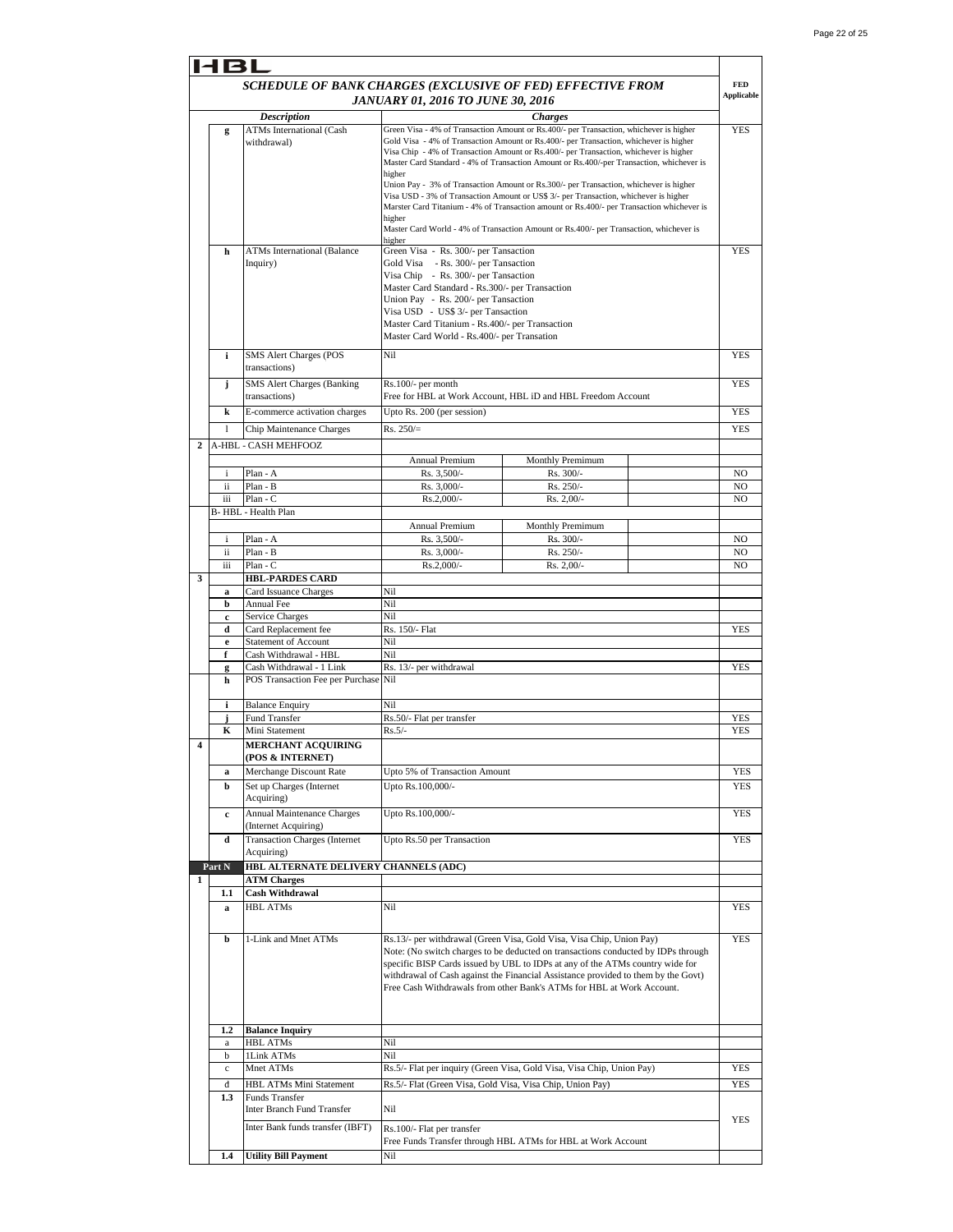HBL

## SCHEDULE OF BANK CHARGES (EXCLUSIVE OF FED) EFFECTIVE FROM JANUARY 01, 2016 TO JUNE 30, 2016

| | | Description | Charges | | | FED Applicable |
|---|---|---|---|---|---|---|
| | g | ATMs International (Cash withdrawal) | Green Visa - 4% of Transaction Amount or Rs.400/- per Transaction, whichever is higher<br>Gold Visa - 4% of Transaction Amount or Rs.400/- per Transaction, whichever is higher<br>Visa Chip - 4% of Transaction Amount or Rs.400/- per Transaction, whichever is higher<br>Master Card Standard - 4% of Transaction Amount or Rs.400/-per Transaction, whichever is higher<br>Union Pay - 3% of Transaction Amount or Rs.300/- per Transaction, whichever is higher<br>Visa USD - 3% of Transaction Amount or US$ 3/- per Transaction, whichever is higher<br>Marster Card Titanium - 4% of Transaction amount or Rs.400/- per Transaction whichever is higher<br>Master Card World - 4% of Transaction Amount or Rs.400/- per Transaction, whichever is higher | | | YES |
| | h | ATMs International (Balance Inquiry) | Green Visa - Rs. 300/- per Tansaction<br>Gold Visa - Rs. 300/- per Tansaction<br>Visa Chip - Rs. 300/- per Tansaction<br>Master Card Standard - Rs.300/- per Transaction<br>Union Pay - Rs. 200/- per Tansaction<br>Visa USD - US$ 3/- per Tansaction<br>Master Card Titanium - Rs.400/- per Transaction<br>Master Card World - Rs.400/- per Transation | | | YES |
| | i | SMS Alert Charges (POS transactions) | Nil | | | YES |
| | j | SMS Alert Charges (Banking transactions) | Rs.100/- per month<br>Free for HBL at Work Account, HBL iD and HBL Freedom Account | | | YES |
| | k | E-commerce activation charges | Upto Rs. 200 (per session) | | | YES |
| | l | Chip Maintenance Charges | Rs. 250/= | | | YES |
| 2 | | A-HBL - CASH MEHFOOZ | | | | |
| | | | Annual Premium | Monthly Premimum | | |
| | i | Plan - A | Rs. 3,500/- | Rs. 300/- | | NO |
| | ii | Plan - B | Rs. 3,000/- | Rs. 250/- | | NO |
| | iii | Plan - C | Rs.2,000/- | Rs. 2,00/- | | NO |
| | | B- HBL - Health Plan | | | | |
| | | | Annual Premium | Monthly Premimum | | |
| | i | Plan - A | Rs. 3,500/- | Rs. 300/- | | NO |
| | ii | Plan - B | Rs. 3,000/- | Rs. 250/- | | NO |
| | iii | Plan - C | Rs.2,000/- | Rs. 2,00/- | | NO |
| 3 | | **HBL-PARDES CARD** | | | | |
| | a | Card Issuance Charges | Nil | | | |
| | b | Annual Fee | Nil | | | |
| | c | Service Charges | Nil | | | |
| | d | Card Replacement fee | Rs. 150/- Flat | | | YES |
| | e | Statement of Account | Nil | | | |
| | f | Cash Withdrawal - HBL | Nil | | | |
| | g | Cash Withdrawal - 1 Link | Rs. 13/- per withdrawal | | | YES |
| | h | POS Transaction Fee per Purchase | Nil | | | |
| | i | Balance Enquiry | Nil | | | |
| | j | Fund Transfer | Rs.50/- Flat per transfer | | | YES |
| | K | Mini Statement | Rs.5/- | | | YES |
| 4 | | **MERCHANT ACQUIRING (POS & INTERNET)** | | | | |
| | a | Merchange Discount Rate | Upto 5% of Transaction Amount | | | YES |
| | b | Set up Charges (Internet Acquiring) | Upto Rs.100,000/- | | | YES |
| | c | Annual Maintenance Charges (Internet Acquiring) | Upto Rs.100,000/- | | | YES |
| | d | Transaction Charges (Internet Acquiring) | Upto Rs.50 per Transaction | | | YES |
| **Part N** | | **HBL ALTERNATE DELIVERY CHANNELS (ADC)** | | | | |
| 1 | | **ATM Charges** | | | | |
| | 1.1 | **Cash Withdrawal** | | | | |
| | a | HBL ATMs | Nil | | | YES |
| | b | 1-Link and Mnet ATMs | Rs.13/- per withdrawal (Green Visa, Gold Visa, Visa Chip, Union Pay)<br>Note: (No switch charges to be deducted on transactions conducted by IDPs through specific BISP Cards issued by UBL to IDPs at any of the ATMs country wide for withdrawal of Cash against the Financial Assistance provided to them by the Govt)<br>Free Cash Withdrawals from other Bank's ATMs for HBL at Work Account. | | | YES |
| | 1.2 | **Balance Inquiry** | | | | |
| | a | HBL ATMs | Nil | | | |
| | b | 1Link ATMs | Nil | | | |
| | c | Mnet ATMs | Rs.5/- Flat per inquiry (Green Visa, Gold Visa, Visa Chip, Union Pay) | | | YES |
| | d | HBL ATMs Mini Statement | Rs.5/- Flat (Green Visa, Gold Visa, Visa Chip, Union Pay) | | | YES |
| | 1.3 | Funds Transfer<br>Inter Branch Fund Transfer | Nil | | | YES |
| | | Inter Bank funds transfer (IBFT) | Rs.100/- Flat per transfer<br>Free Funds Transfer through HBL ATMs for HBL at Work Account | | | |
| | 1.4 | **Utility Bill Payment** | Nil | | | |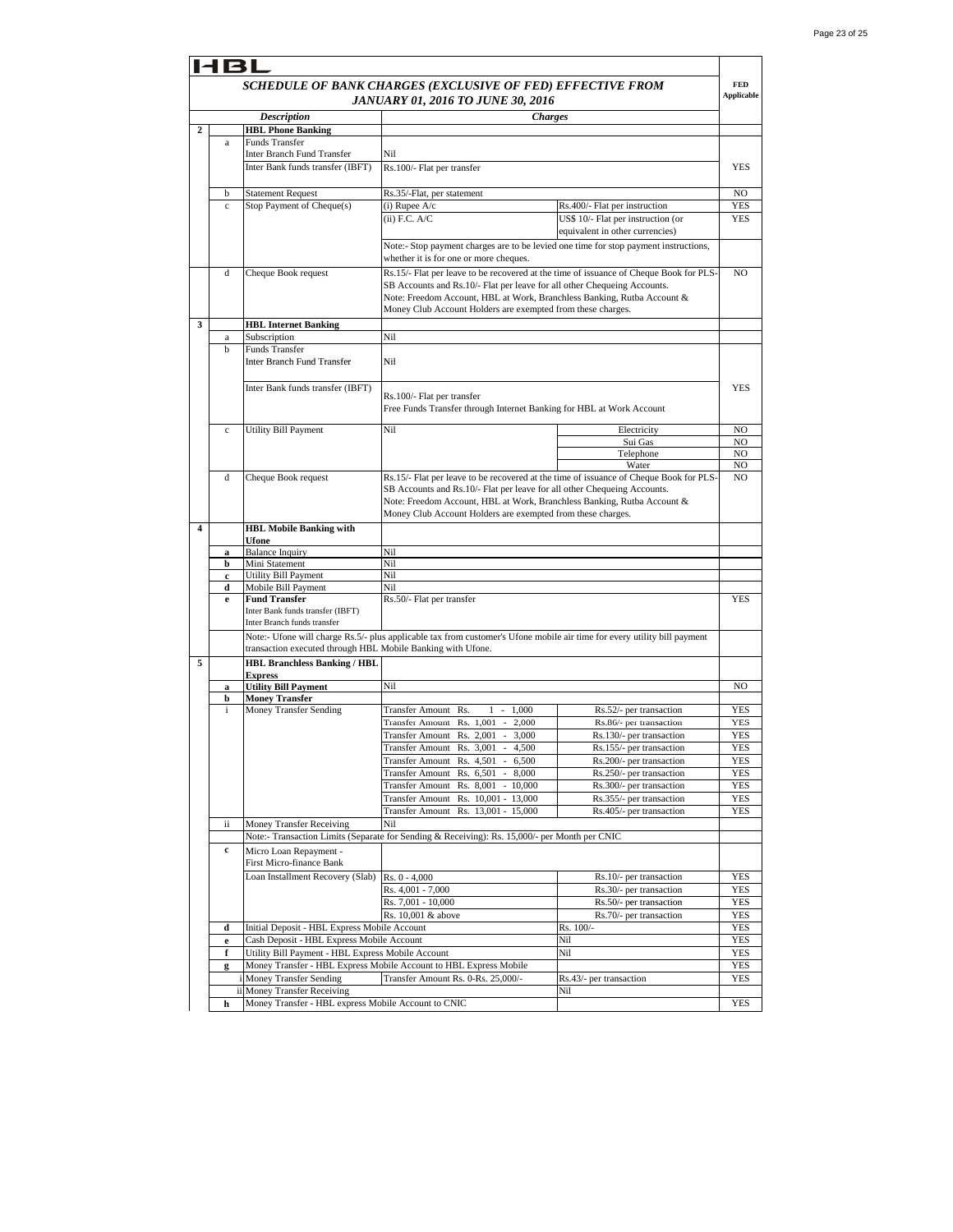# HBL

## SCHEDULE OF BANK CHARGES (EXCLUSIVE OF FED) EFFECTIVE FROM JANUARY 01, 2016 TO JUNE 30, 2016

| | | Description | Charges | | FED Applicable |
|---|---|---|---|---|---|
| **2** | | **HBL Phone Banking** | | | |
| | a | Funds Transfer | | | |
| | | Inter Branch Fund Transfer | Nil | | |
| | | Inter Bank funds transfer (IBFT) | Rs.100/- Flat per transfer | | YES |
| | b | Statement Request | Rs.35/-Flat, per statement | | NO |
| | c | Stop Payment of Cheque(s) | (i) Rupee A/c | Rs.400/- Flat per instruction | YES |
| | | | (ii) F.C. A/C | US$ 10/- Flat per instruction (or equivalent in other currencies) | YES |
| | | | Note:- Stop payment charges are to be levied one time for stop payment instructions, whether it is for one or more cheques. | | |
| | d | Cheque Book request | Rs.15/- Flat per leave to be recovered at the time of issuance of Cheque Book for PLS-SB Accounts and Rs.10/- Flat per leave for all other Chequeing Accounts. Note: Freedom Account, HBL at Work, Branchless Banking, Rutba Account & Money Club Account Holders are exempted from these charges. | | NO |
| **3** | | **HBL Internet Banking** | | | |
| | a | Subscription | Nil | | |
| | b | Funds Transfer | | | |
| | | Inter Branch Fund Transfer | Nil | | |
| | | Inter Bank funds transfer (IBFT) | Rs.100/- Flat per transfer<br>Free Funds Transfer through Internet Banking for HBL at Work Account | | YES |
| | c | Utility Bill Payment | Nil | Electricity | NO |
| | | | | Sui Gas | NO |
| | | | | Telephone | NO |
| | | | | Water | NO |
| | d | Cheque Book request | Rs.15/- Flat per leave to be recovered at the time of issuance of Cheque Book for PLS-SB Accounts and Rs.10/- Flat per leave for all other Chequeing Accounts. Note: Freedom Account, HBL at Work, Branchless Banking, Rutba Account & Money Club Account Holders are exempted from these charges. | | NO |
| **4** | | **HBL Mobile Banking with Ufone** | | | |
| | **a** | Balance Inquiry | Nil | | |
| | **b** | Mini Statement | Nil | | |
| | **c** | Utility Bill Payment | Nil | | |
| | **d** | Mobile Bill Payment | Nil | | |
| | **e** | **Fund Transfer**<br>Inter Bank funds transfer (IBFT)<br>Inter Branch funds transfer | Rs.50/- Flat per transfer | | YES |
| | | Note:- Ufone will charge Rs.5/- plus applicable tax from customer's Ufone mobile air time for every utility bill payment transaction executed through HBL Mobile Banking with Ufone. | | | |
| **5** | | **HBL Branchless Banking / HBL Express** | | | |
| | **a** | **Utility Bill Payment** | Nil | | NO |
| | **b** | **Money Transfer** | | | |
| | i | Money Transfer Sending | Transfer Amount Rs. 1 - 1,000 | Rs.52/- per transaction | YES |
| | | | Transfer Amount Rs. 1,001 - 2,000 | Rs.86/- per transaction | YES |
| | | | Transfer Amount Rs. 2,001 - 3,000 | Rs.130/- per transaction | YES |
| | | | Transfer Amount Rs. 3,001 - 4,500 | Rs.155/- per transaction | YES |
| | | | Transfer Amount Rs. 4,501 - 6,500 | Rs.200/- per transaction | YES |
| | | | Transfer Amount Rs. 6,501 - 8,000 | Rs.250/- per transaction | YES |
| | | | Transfer Amount Rs. 8,001 - 10,000 | Rs.300/- per transaction | YES |
| | | | Transfer Amount Rs. 10,001 - 13,000 | Rs.355/- per transaction | YES |
| | | | Transfer Amount Rs. 13,001 - 15,000 | Rs.405/- per transaction | YES |
| | ii | Money Transfer Receiving | Nil | | |
| | | Note:- Transaction Limits (Separate for Sending & Receiving): Rs. 15,000/- per Month per CNIC | | | |
| | **c** | Micro Loan Repayment - First Micro-finance Bank | | | |
| | | Loan Installment Recovery (Slab) | Rs. 0 - 4,000 | Rs.10/- per transaction | YES |
| | | | Rs. 4,001 - 7,000 | Rs.30/- per transaction | YES |
| | | | Rs. 7,001 - 10,000 | Rs.50/- per transaction | YES |
| | | | Rs. 10,001 & above | Rs.70/- per transaction | YES |
| | **d** | Initial Deposit - HBL Express Mobile Account | | Rs. 100/- | YES |
| | **e** | Cash Deposit - HBL Express Mobile Account | | Nil | YES |
| | **f** | Utility Bill Payment - HBL Express Mobile Account | | Nil | YES |
| | **g** | Money Transfer - HBL Express Mobile Account to HBL Express Mobile | | | YES |
| | i | Money Transfer Sending | Transfer Amount Rs. 0-Rs. 25,000/- | Rs.43/- per transaction | YES |
| | ii | Money Transfer Receiving | | Nil | |
| | **h** | Money Transfer - HBL express Mobile Account to CNIC | | | YES |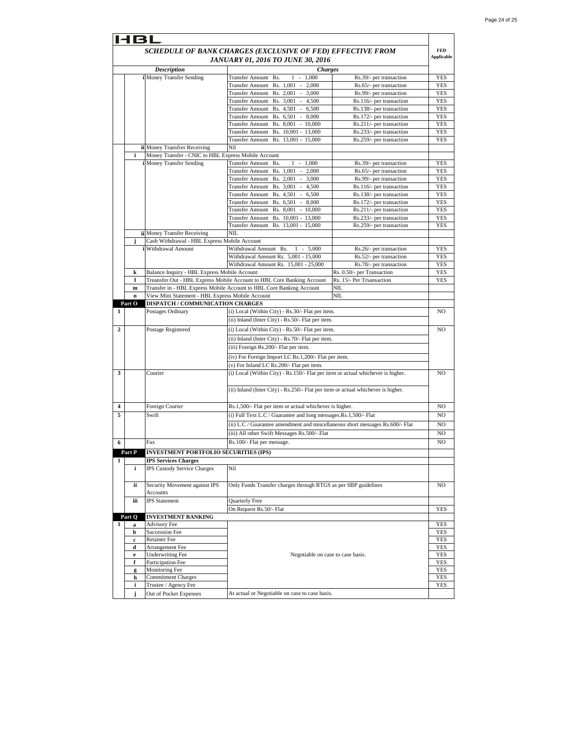HBL

| | | | | | FED Applicable |
|---|---|---|---|---|---|
| **SCHEDULE OF BANK CHARGES (EXCLUSIVE OF FED) EFFECTIVE FROM JANUARY 01, 2016 TO JUNE 30, 2016** | | | | | |
| | | ***Description*** | ***Charges*** | | |
| | | i Money Transfer Sending | Transfer Amount Rs. 1 - 1,000 | Rs.39/- per transaction | YES |
| | | | Transfer Amount Rs. 1,001 - 2,000 | Rs.65/- per transaction | YES |
| | | | Transfer Amount Rs. 2,001 - 3,000 | Rs.99/- per transaction | YES |
| | | | Transfer Amount Rs. 3,001 - 4,500 | Rs.116/- per transaction | YES |
| | | | Transfer Amount Rs. 4,501 - 6,500 | Rs.138/- per transaction | YES |
| | | | Transfer Amount Rs. 6,501 - 8,000 | Rs.172/- per transaction | YES |
| | | | Transfer Amount Rs. 8,001 - 10,000 | Rs.211/- per transaction | YES |
| | | | Transfer Amount Rs. 10,001 - 13,000 | Rs.233/- per transaction | YES |
| | | | Transfer Amount Rs. 13,001 - 15,000 | Rs.259/- per transaction | YES |
| | | ii Money Transfrer Receiving | Nil | | |
| | i | Money Transfer - CNIC to HBL Express Mobile Account | | | |
| | | i Money Transfer Sending | Transfer Amount Rs. 1 - 1,000 | Rs.39/- per transaction | YES |
| | | | Transfer Amount Rs. 1,001 - 2,000 | Rs.65/- per transaction | YES |
| | | | Transfer Amount Rs. 2,001 - 3,000 | Rs.99/- per transaction | YES |
| | | | Transfer Amount Rs. 3,001 - 4,500 | Rs.116/- per transaction | YES |
| | | | Transfer Amount Rs. 4,501 - 6,500 | Rs.138/- per transaction | YES |
| | | | Transfer Amount Rs. 6,501 - 8,000 | Rs.172/- per transaction | YES |
| | | | Transfer Amount Rs. 8,001 - 10,000 | Rs.211/- per transaction | YES |
| | | | Transfer Amount Rs. 10,001 - 13,000 | Rs.233/- per transaction | YES |
| | | | Transfer Amount Rs. 13,001 - 15,000 | Rs.259/- per transaction | YES |
| | | ii Money Transfer Receiving | NIL | | |
| | j | Cash Withdrawal - HBL Express Mobile Account | | | |
| | | i Withdrawal Amount | Withdrawal Amount Rs. 1 - 5,000 | Rs.26/- per transaction | YES |
| | | | Withdrawal Amount Rs. 5,001 - 15,000 | Rs.52/- per transaction | YES |
| | | | Withdrawal Amount Rs. 15,001 - 25,000 | Rs.78/- per transaction | YES |
| | k | Balance Inquiry - HBL Express Mobile Account | | Rs. 0.50/- per Transaction | YES |
| | l | Treansfer Out - HBL Express Mobile Account to HBL Core Banking Account | | Rs. 15/- Per Trsansaction | YES |
| | m | Transfer in - HBL Express Mobile Account to HBL Core Banking Account | | NIL | |
| | n | View Mini Statement - HBL Express Mobile Account | | NIL | |
| **Part O** | | **DISPATCH / COMMUNICATION CHARGES** | | | |
| 1 | | Postages Ordinary | (i) Local (Within City) - Rs.30/- Flat per item. | | NO |
| | | | (ii) Inland (Inter City) - Rs.50/- Flat per item. | | |
| 2 | | Postage Registered | (i) Local (Within City) - Rs.50/- Flat per item. | | NO |
| | | | (ii) Inland (Inter City) - Rs.70/- Flat per item. | | |
| | | | (iii) Foreign Rs.200/- Flat per item. | | |
| | | | (iv) For Foreign Import LC Rs.1,200/- Flat per item. | | |
| | | | (v) For Inland LC Rs.200/- Flat per item. | | |
| 3 | | Courier | (i) Local (Within City) - Rs.150/- Flat per item or actual whichever is higher. | | NO |
| | | | (ii) Inland (Inter City) - Rs.250/- Flat per item or actual whichever is higher. | | |
| 4 | | Foreign Courier | Rs.1,500/- Flat per item or actual whichever is higher. | | NO |
| 5 | | Swift | (i) Full Text L.C / Guarantee and long messages.Rs.1,500/- Flat | | NO |
| | | | (ii) L.C / Guarantee amendment and miscellaneous short messages Rs.600/- Flat | | NO |
| | | | (iii) All other Swift Messages Rs.500/- Flat | | NO |
| 6 | | Fax | Rs.100/- Flat per message. | | NO |
| **Part P** | | **INVESTMENT PORTFOLIO SECURITIES (IPS)** | | | |
| 1 | | **IPS Services Charges** | | | |
| | i | IPS Custody Service Charges | Nil | | |
| | ii | Security Movement against IPS Accounts | Only Funds Transfer charges through RTGS as per SBP guidelines | | NO |
| | iii | IPS Statement | Quarterly Free | | |
| | | | On Request Rs.50/- Flat | | YES |
| **Part Q** | | **INVESTMENT BANKING** | | | |
| 1 | a | Advisory Fee | Negotiable on case to case basis. | | YES |
| | b | Succession Fee | | | YES |
| | c | Retainer Fee | | | YES |
| | d | Arrangement Fee | | | YES |
| | e | Underwriting Fee | | | YES |
| | f | Participation Fee | | | YES |
| | g | Monitoring Fee | | | YES |
| | h | Commitment Charges | | | YES |
| | i | Trustee / Agency Fee | | | YES |
| | j | Out of Pocket Expenses | At actual or Negotiable on case to case basis. | | |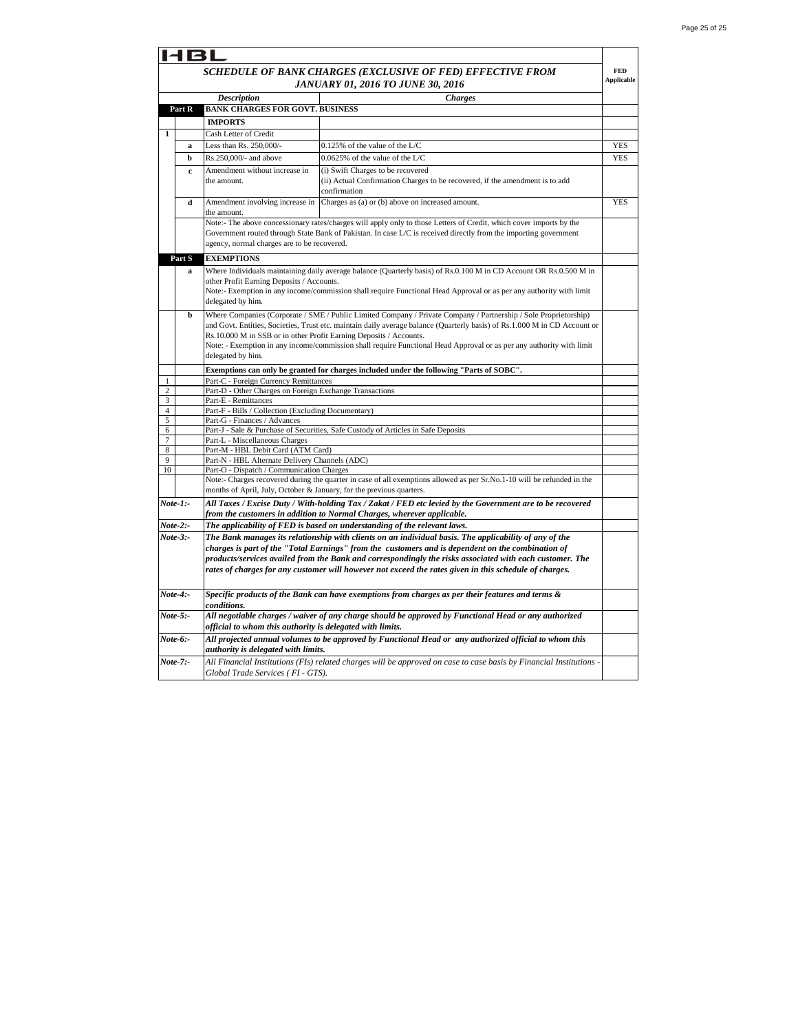HBL

| | | *SCHEDULE OF BANK CHARGES (EXCLUSIVE OF FED) EFFECTIVE FROM JANUARY 01, 2016 TO JUNE 30, 2016* | | FED Applicable |
|---|---|---|---|---|
| | | *Description* | *Charges* | |
| **Part R** | | **BANK CHARGES FOR GOVT. BUSINESS** | | |
| | | **IMPORTS** | | |
| **1** | | Cash Letter of Credit | | |
| | **a** | Less than Rs. 250,000/- | 0.125% of the value of the L/C | YES |
| | **b** | Rs.250,000/- and above | 0.0625% of the value of the L/C | YES |
| | **c** | Amendment without increase in the amount. | (i) Swift Charges to be recovered<br>(ii) Actual Confirmation Charges to be recovered, if the amendment is to add confirmation | |
| | **d** | Amendment involving increase in the amount. | Charges as (a) or (b) above on increased amount. | YES |
| | | Note:- The above concessionary rates/charges will apply only to those Letters of Credit, which cover imports by the Government routed through State Bank of Pakistan. In case L/C is received directly from the importing government agency, normal charges are to be recovered. | | |
| **Part S** | | **EXEMPTIONS** | | |
| | **a** | Where Individuals maintaining daily average balance (Quarterly basis) of Rs.0.100 M in CD Account OR Rs.0.500 M in other Profit Earning Deposits / Accounts.<br>Note:- Exemption in any income/commission shall require Functional Head Approval or as per any authority with limit delegated by him. | | |
| | **b** | Where Companies (Corporate / SME / Public Limited Company / Private Company / Partnership / Sole Proprietorship) and Govt. Entities, Societies, Trust etc. maintain daily average balance (Quarterly basis) of Rs.1.000 M in CD Account or Rs.10.000 M in SSB or in other Profit Earning Deposits / Accounts.<br>Note: - Exemption in any income/commission shall require Functional Head Approval or as per any authority with limit delegated by him. | | |
| | | **Exemptions can only be granted for charges included under the following "Parts of SOBC".** | | |
| 1 | | Part-C - Foreign Currency Remittances | | |
| 2 | | Part-D - Other Charges on Foreign Exchange Transactions | | |
| 3 | | Part-E - Remittances | | |
| 4 | | Part-F - Bills / Collection (Excluding Documentary) | | |
| 5 | | Part-G - Finances / Advances | | |
| 6 | | Part-J - Sale & Purchase of Securities, Safe Custody of Articles in Safe Deposits | | |
| 7 | | Part-L - Miscellaneous Charges | | |
| 8 | | Part-M - HBL Debit Card (ATM Card) | | |
| 9 | | Part-N - HBL Alternate Delivery Channels (ADC) | | |
| 10 | | Part-O - Dispatch / Communication Charges | | |
| | | Note:- Charges recovered during the quarter in case of all exemptions allowed as per Sr.No.1-10 will be refunded in the months of April, July, October & January, for the previous quarters. | | |
| *Note-1:-* | | ***All Taxes / Excise Duty / With-holding Tax / Zakat / FED etc levied by the Government are to be recovered from the customers in addition to Normal Charges, wherever applicable.*** | | |
| *Note-2:-* | | ***The applicability of FED is based on understanding of the relevant laws.*** | | |
| *Note-3:-* | | ***The Bank manages its relationship with clients on an individual basis. The applicability of any of the charges is part of the "Total Earnings" from the customers and is dependent on the combination of products/services availed from the Bank and correspondingly the risks associated with each customer. The rates of charges for any customer will however not exceed the rates given in this schedule of charges.*** | | |
| *Note-4:-* | | ***Specific products of the Bank can have exemptions from charges as per their features and terms & conditions.*** | | |
| *Note-5:-* | | ***All negotiable charges / waiver of any charge should be approved by Functional Head or any authorized official to whom this authority is delegated with limits.*** | | |
| *Note-6:-* | | ***All projected annual volumes to be approved by Functional Head or any authorized official to whom this authority is delegated with limits.*** | | |
| *Note-7:-* | | *All Financial Institutions (FIs) related charges will be approved on case to case basis by Financial Institutions - Global Trade Services ( FI - GTS).* | | |